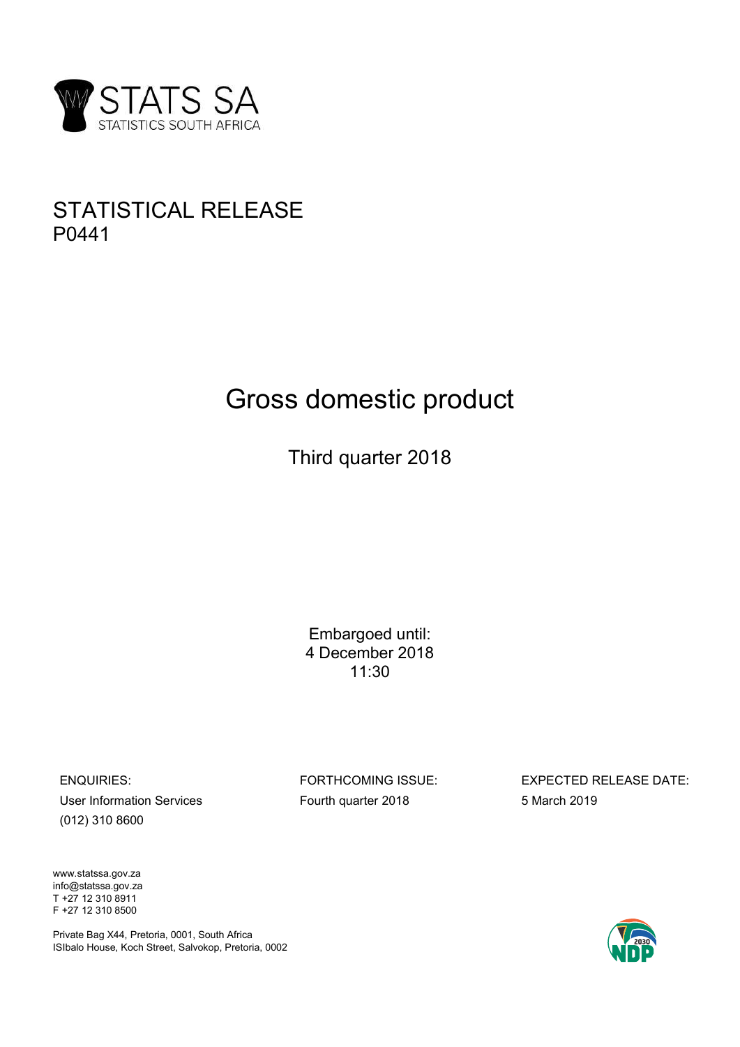STATS SA
STATISTICS SOUTH AFRICA

# STATISTICAL RELEASE
P0441

# Gross domestic product

## Third quarter 2018

Embargoed until:
4 December 2018
11:30

ENQUIRIES:
User Information Services
(012) 310 8600

FORTHCOMING ISSUE:
Fourth quarter 2018

EXPECTED RELEASE DATE:
5 March 2019

www.statssa.gov.za
info@statssa.gov.za
T +27 12 310 8911
F +27 12 310 8500

Private Bag X44, Pretoria, 0001, South Africa
ISIbalo House, Koch Street, Salvokop, Pretoria, 0002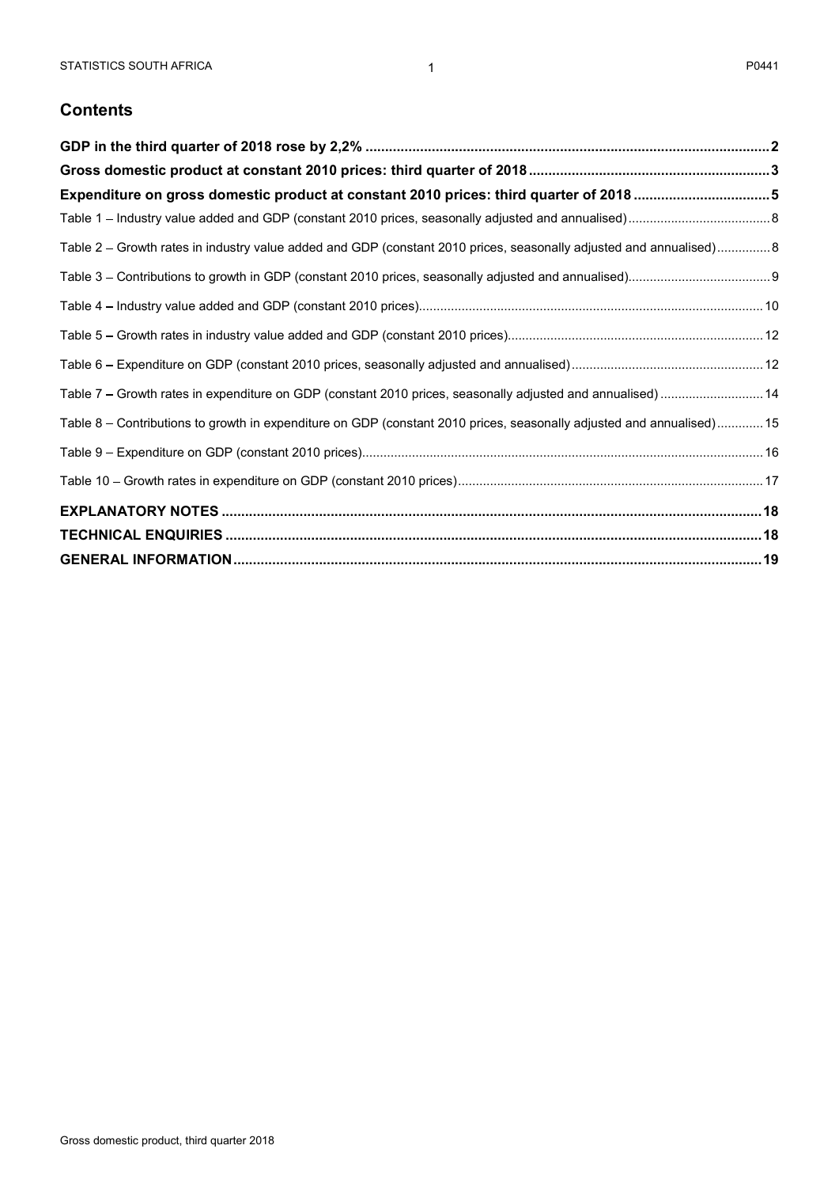## Contents

**GDP in the third quarter of 2018 rose by 2,2%** ........ 2

**Gross domestic product at constant 2010 prices: third quarter of 2018** ........ 3

**Expenditure on gross domestic product at constant 2010 prices: third quarter of 2018** ........ 5

Table 1 – Industry value added and GDP (constant 2010 prices, seasonally adjusted and annualised) ........ 8

Table 2 – Growth rates in industry value added and GDP (constant 2010 prices, seasonally adjusted and annualised) ........ 8

Table 3 – Contributions to growth in GDP (constant 2010 prices, seasonally adjusted and annualised) ........ 9

Table 4 – Industry value added and GDP (constant 2010 prices) ........ 10

Table 5 – Growth rates in industry value added and GDP (constant 2010 prices) ........ 12

Table 6 – Expenditure on GDP (constant 2010 prices, seasonally adjusted and annualised) ........ 12

Table 7 – Growth rates in expenditure on GDP (constant 2010 prices, seasonally adjusted and annualised) ........ 14

Table 8 – Contributions to growth in expenditure on GDP (constant 2010 prices, seasonally adjusted and annualised) ........ 15

Table 9 – Expenditure on GDP (constant 2010 prices) ........ 16

Table 10 – Growth rates in expenditure on GDP (constant 2010 prices) ........ 17

**EXPLANATORY NOTES** ........ 18

**TECHNICAL ENQUIRIES** ........ 18

**GENERAL INFORMATION** ........ 19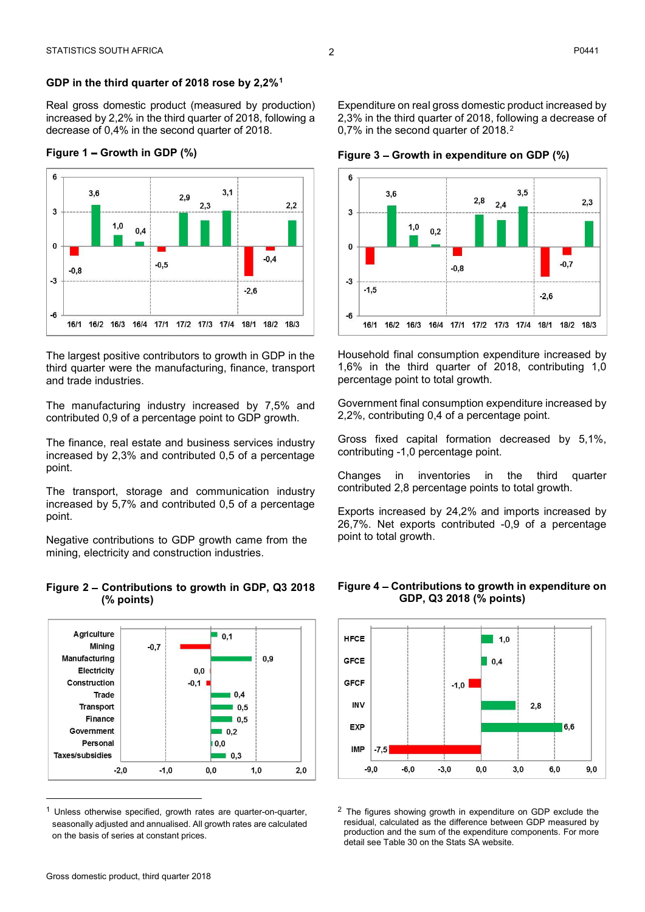## GDP in the third quarter of 2018 rose by 2,2%[1]

Real gross domestic product (measured by production) increased by 2,2% in the third quarter of 2018, following a decrease of 0,4% in the second quarter of 2018.

**Figure 1 – Growth in GDP (%)**

| Quarter | 16/1 | 16/2 | 16/3 | 16/4 | 17/1 | 17/2 | 17/3 | 17/4 | 18/1 | 18/2 | 18/3 |
|---|---|---|---|---|---|---|---|---|---|---|---|
| Growth (%) | -0,8 | 3,6 | 1,0 | 0,4 | -0,5 | 2,9 | 2,3 | 3,1 | -2,6 | -0,4 | 2,2 |

The largest positive contributors to growth in GDP in the third quarter were the manufacturing, finance, transport and trade industries.

The manufacturing industry increased by 7,5% and contributed 0,9 of a percentage point to GDP growth.

The finance, real estate and business services industry increased by 2,3% and contributed 0,5 of a percentage point.

The transport, storage and communication industry increased by 5,7% and contributed 0,5 of a percentage point.

Negative contributions to GDP growth came from the mining, electricity and construction industries.

**Figure 2 – Contributions to growth in GDP, Q3 2018 (% points)**

| Industry | Contribution |
|---|---|
| Agriculture | 0,1 |
| Mining | -0,7 |
| Manufacturing | 0,9 |
| Electricity | 0,0 |
| Construction | -0,1 |
| Trade | 0,4 |
| Transport | 0,5 |
| Finance | 0,5 |
| Government | 0,2 |
| Personal | 0,0 |
| Taxes/subsidies | 0,3 |

Expenditure on real gross domestic product increased by 2,3% in the third quarter of 2018, following a decrease of 0,7% in the second quarter of 2018.[2]

**Figure 3 – Growth in expenditure on GDP (%)**

| Quarter | 16/1 | 16/2 | 16/3 | 16/4 | 17/1 | 17/2 | 17/3 | 17/4 | 18/1 | 18/2 | 18/3 |
|---|---|---|---|---|---|---|---|---|---|---|---|
| Growth (%) | -1,5 | 3,6 | 1,0 | 0,2 | -0,8 | 2,8 | 2,4 | 3,5 | -2,6 | -0,7 | 2,3 |

Household final consumption expenditure increased by 1,6% in the third quarter of 2018, contributing 1,0 percentage point to total growth.

Government final consumption expenditure increased by 2,2%, contributing 0,4 of a percentage point.

Gross fixed capital formation decreased by 5,1%, contributing -1,0 percentage point.

Changes in inventories in the third quarter contributed 2,8 percentage points to total growth.

Exports increased by 24,2% and imports increased by 26,7%. Net exports contributed -0,9 of a percentage point to total growth.

**Figure 4 – Contributions to growth in expenditure on GDP, Q3 2018 (% points)**

| Component | Contribution |
|---|---|
| HFCE | 1,0 |
| GFCE | 0,4 |
| GFCF | -1,0 |
| INV | 2,8 |
| EXP | 6,6 |
| IMP | -7,5 |

[1] Unless otherwise specified, growth rates are quarter-on-quarter, seasonally adjusted and annualised. All growth rates are calculated on the basis of series at constant prices.

[2] The figures showing growth in expenditure on GDP exclude the residual, calculated as the difference between GDP measured by production and the sum of the expenditure components. For more detail see Table 30 on the Stats SA website.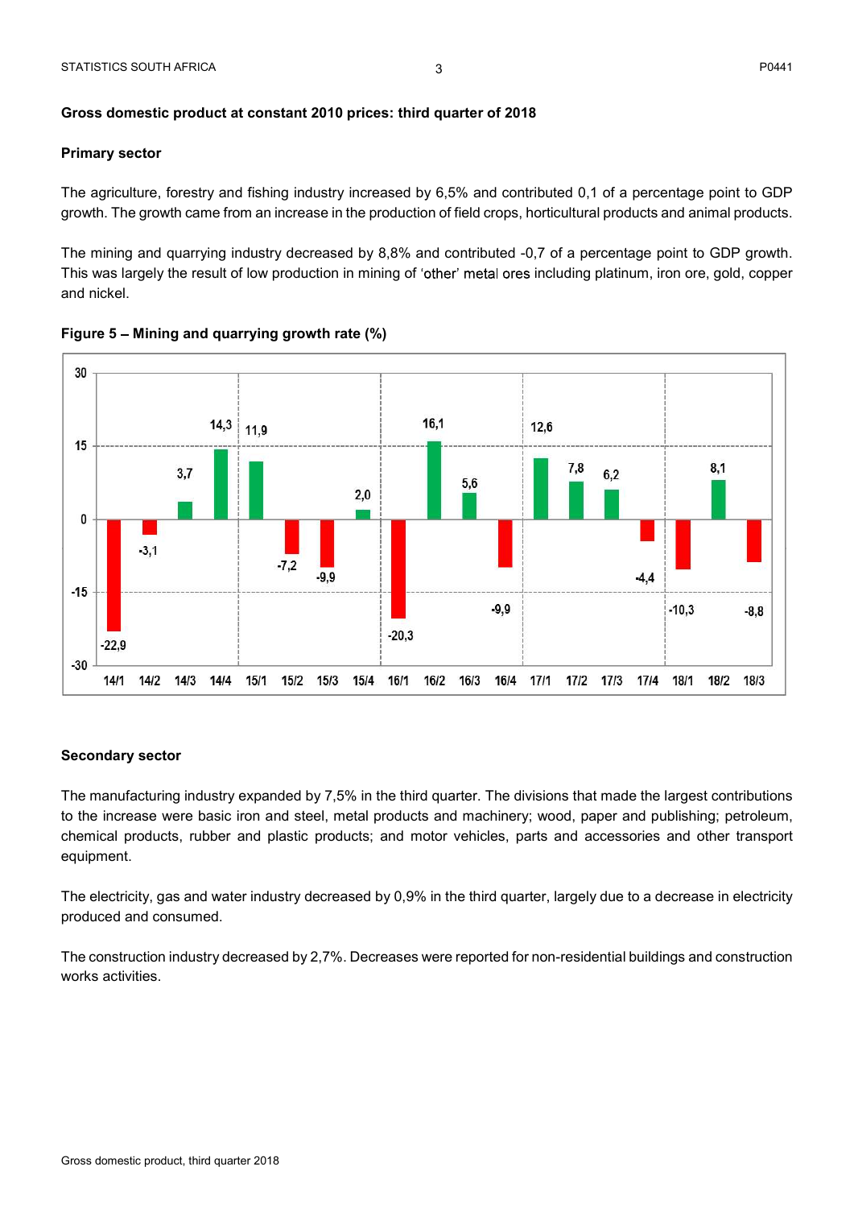## Gross domestic product at constant 2010 prices: third quarter of 2018

### Primary sector

The agriculture, forestry and fishing industry increased by 6,5% and contributed 0,1 of a percentage point to GDP growth. The growth came from an increase in the production of field crops, horticultural products and animal products.

The mining and quarrying industry decreased by 8,8% and contributed -0,7 of a percentage point to GDP growth. This was largely the result of low production in mining of 'other' metal ores including platinum, iron ore, gold, copper and nickel.

**Figure 5 – Mining and quarrying growth rate (%)**

| Quarter | Growth rate (%) |
|---|---|
| 14/1 | -22,9 |
| 14/2 | -3,1 |
| 14/3 | 3,7 |
| 14/4 | 14,3 |
| 15/1 | 11,9 |
| 15/2 | -7,2 |
| 15/3 | -9,9 |
| 15/4 | 2,0 |
| 16/1 | -20,3 |
| 16/2 | 16,1 |
| 16/3 | 5,6 |
| 16/4 | -9,9 |
| 17/1 | 12,6 |
| 17/2 | 7,8 |
| 17/3 | 6,2 |
| 17/4 | -4,4 |
| 18/1 | -10,3 |
| 18/2 | 8,1 |
| 18/3 | -8,8 |

### Secondary sector

The manufacturing industry expanded by 7,5% in the third quarter. The divisions that made the largest contributions to the increase were basic iron and steel, metal products and machinery; wood, paper and publishing; petroleum, chemical products, rubber and plastic products; and motor vehicles, parts and accessories and other transport equipment.

The electricity, gas and water industry decreased by 0,9% in the third quarter, largely due to a decrease in electricity produced and consumed.

The construction industry decreased by 2,7%. Decreases were reported for non-residential buildings and construction works activities.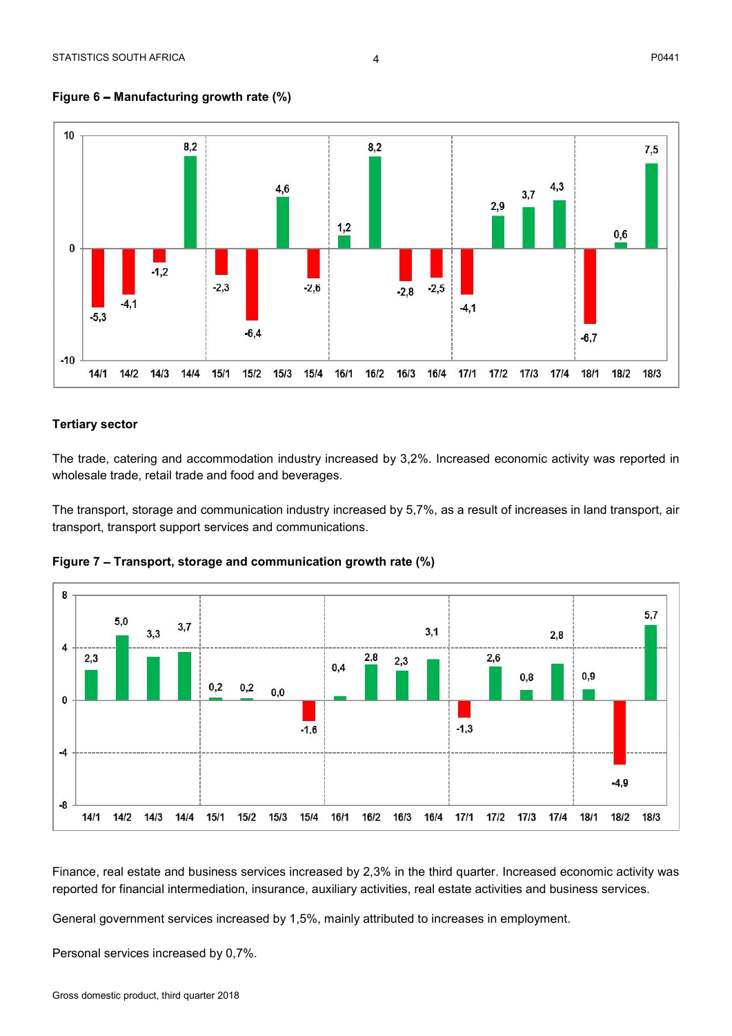**Figure 6 – Manufacturing growth rate (%)**

**Tertiary sector**

The trade, catering and accommodation industry increased by 3,2%. Increased economic activity was reported in wholesale trade, retail trade and food and beverages.

The transport, storage and communication industry increased by 5,7%, as a result of increases in land transport, air transport, transport support services and communications.

**Figure 7 – Transport, storage and communication growth rate (%)**

Finance, real estate and business services increased by 2,3% in the third quarter. Increased economic activity was reported for financial intermediation, insurance, auxiliary activities, real estate activities and business services.

General government services increased by 1,5%, mainly attributed to increases in employment.

Personal services increased by 0,7%.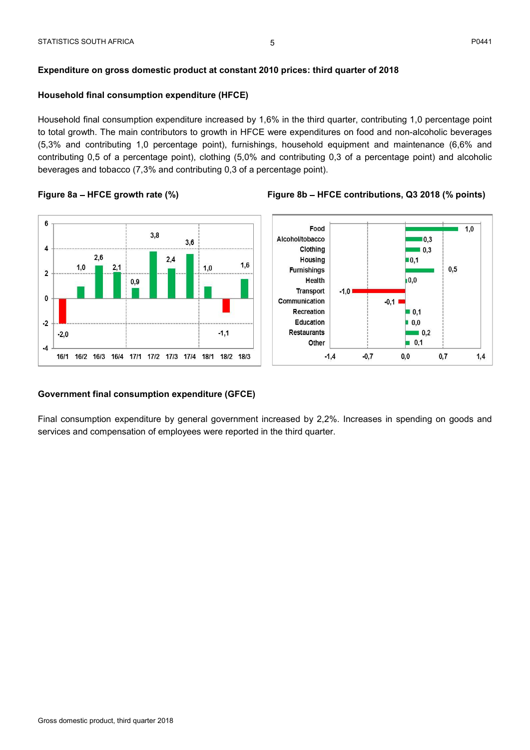### Expenditure on gross domestic product at constant 2010 prices: third quarter of 2018

#### Household final consumption expenditure (HFCE)

Household final consumption expenditure increased by 1,6% in the third quarter, contributing 1,0 percentage point to total growth. The main contributors to growth in HFCE were expenditures on food and non-alcoholic beverages (5,3% and contributing 1,0 percentage point), furnishings, household equipment and maintenance (6,6% and contributing 0,5 of a percentage point), clothing (5,0% and contributing 0,3 of a percentage point) and alcoholic beverages and tobacco (7,3% and contributing 0,3 of a percentage point).

**Figure 8a – HFCE growth rate (%)**

| Quarter | 16/1 | 16/2 | 16/3 | 16/4 | 17/1 | 17/2 | 17/3 | 17/4 | 18/1 | 18/2 | 18/3 |
|---|---|---|---|---|---|---|---|---|---|---|---|
| Growth rate (%) | -2,0 | 1,0 | 2,6 | 2,1 | 0,9 | 3,8 | 2,4 | 3,6 | 1,0 | -1,1 | 1,6 |

**Figure 8b – HFCE contributions, Q3 2018 (% points)**

| Category | Contribution |
|---|---|
| Food | 1,0 |
| Alcohol/tobacco | 0,3 |
| Clothing | 0,3 |
| Housing | 0,1 |
| Furnishings | 0,5 |
| Health | 0,0 |
| Transport | -1,0 |
| Communication | -0,1 |
| Recreation | 0,1 |
| Education | 0,0 |
| Restaurants | 0,2 |
| Other | 0,1 |

#### Government final consumption expenditure (GFCE)

Final consumption expenditure by general government increased by 2,2%. Increases in spending on goods and services and compensation of employees were reported in the third quarter.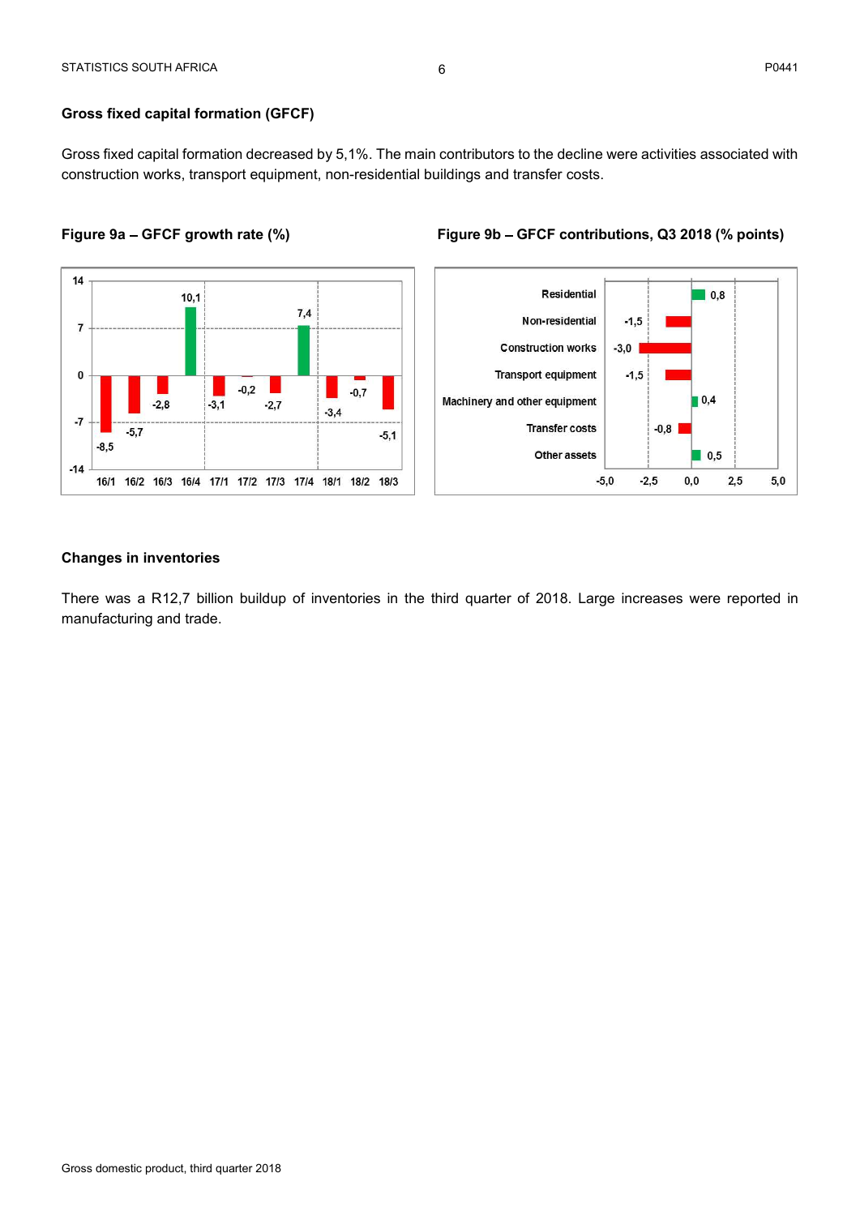### Gross fixed capital formation (GFCF)

Gross fixed capital formation decreased by 5,1%. The main contributors to the decline were activities associated with construction works, transport equipment, non-residential buildings and transfer costs.

**Figure 9a – GFCF growth rate (%)**

| Quarter | 16/1 | 16/2 | 16/3 | 16/4 | 17/1 | 17/2 | 17/3 | 17/4 | 18/1 | 18/2 | 18/3 |
|---|---|---|---|---|---|---|---|---|---|---|---|
| Growth rate (%) | -8,5 | -5,7 | -2,8 | 10,1 | -3,1 | -0,2 | -2,7 | 7,4 | -3,4 | -0,7 | -5,1 |

**Figure 9b – GFCF contributions, Q3 2018 (% points)**

| Asset type | Contribution (% points) |
|---|---|
| Residential | 0,8 |
| Non-residential | -1,5 |
| Construction works | -3,0 |
| Transport equipment | -1,5 |
| Machinery and other equipment | 0,4 |
| Transfer costs | -0,8 |
| Other assets | 0,5 |

### Changes in inventories

There was a R12,7 billion buildup of inventories in the third quarter of 2018. Large increases were reported in manufacturing and trade.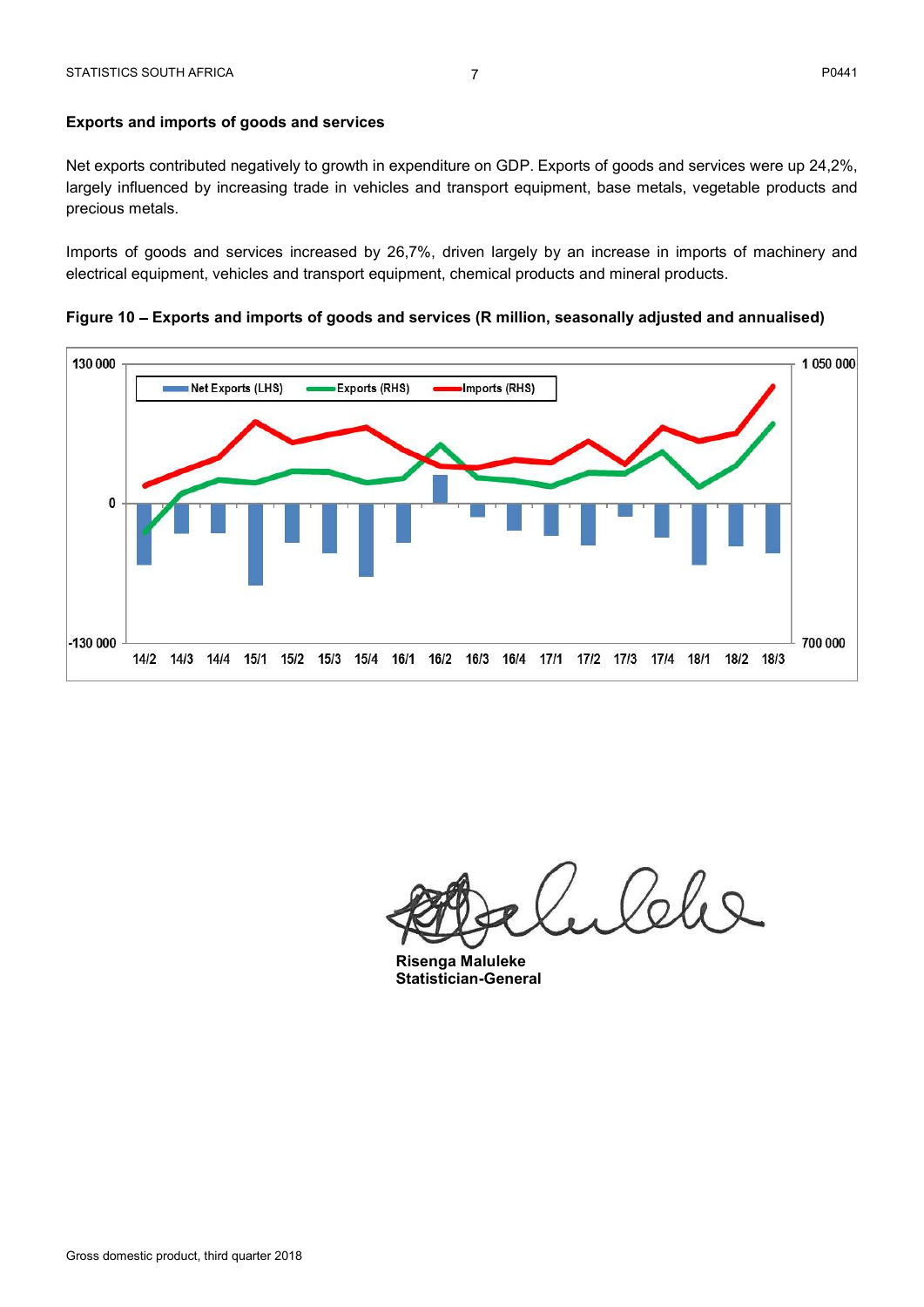### Exports and imports of goods and services

Net exports contributed negatively to growth in expenditure on GDP. Exports of goods and services were up 24,2%, largely influenced by increasing trade in vehicles and transport equipment, base metals, vegetable products and precious metals.

Imports of goods and services increased by 26,7%, driven largely by an increase in imports of machinery and electrical equipment, vehicles and transport equipment, chemical products and mineral products.

**Figure 10 – Exports and imports of goods and services (R million, seasonally adjusted and annualised)**

Risenga Maluleke
Statistician-General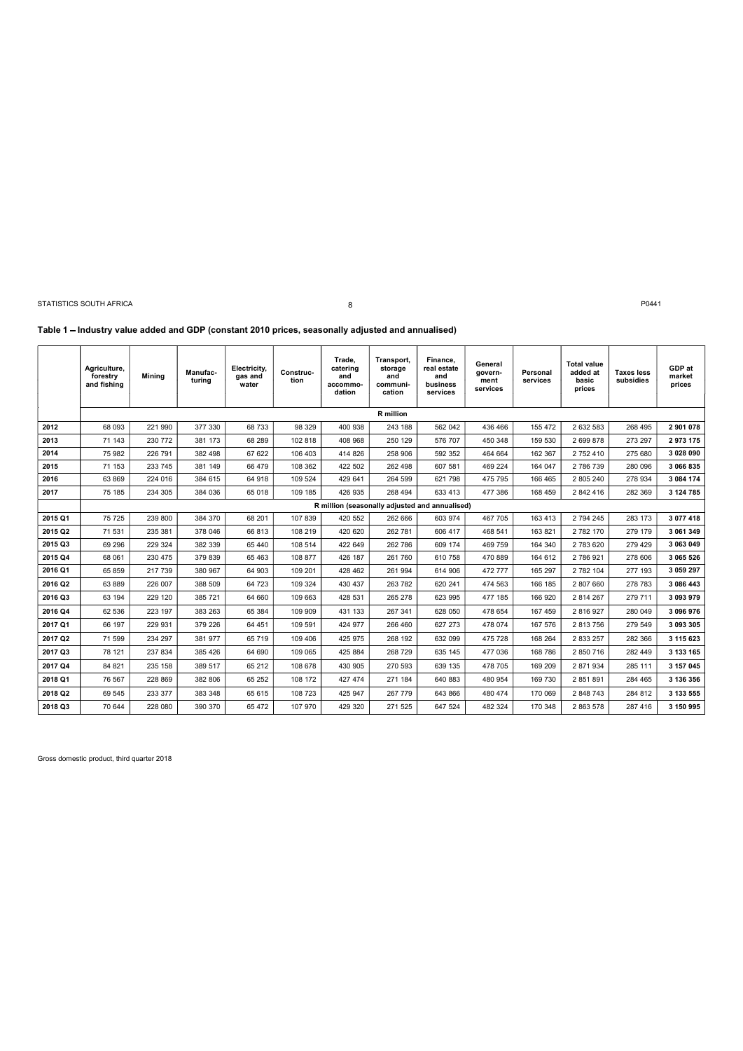**Table 1 – Industry value added and GDP (constant 2010 prices, seasonally adjusted and annualised)**

| | Agriculture, forestry and fishing | Mining | Manufac-turing | Electricity, gas and water | Construc-tion | Trade, catering and accommo-dation | Transport, storage and communi-cation | Finance, real estate and business services | General govern-ment services | Personal services | Total value added at basic prices | Taxes less subsidies | GDP at market prices |
|---|---|---|---|---|---|---|---|---|---|---|---|---|---|
| | R million | | | | | | | | | | | | |
| 2012 | 68 093 | 221 990 | 377 330 | 68 733 | 98 329 | 400 938 | 243 188 | 562 042 | 436 466 | 155 472 | 2 632 583 | 268 495 | **2 901 078** |
| 2013 | 71 143 | 230 772 | 381 173 | 68 289 | 102 818 | 408 968 | 250 129 | 576 707 | 450 348 | 159 530 | 2 699 878 | 273 297 | **2 973 175** |
| 2014 | 75 982 | 226 791 | 382 498 | 67 622 | 106 403 | 414 826 | 258 906 | 592 352 | 464 664 | 162 367 | 2 752 410 | 275 680 | **3 028 090** |
| 2015 | 71 153 | 233 745 | 381 149 | 66 479 | 108 362 | 422 502 | 262 498 | 607 581 | 469 224 | 164 047 | 2 786 739 | 280 096 | **3 066 835** |
| 2016 | 63 869 | 224 016 | 384 615 | 64 918 | 109 524 | 429 641 | 264 599 | 621 798 | 475 795 | 166 465 | 2 805 240 | 278 934 | **3 084 174** |
| 2017 | 75 185 | 234 305 | 384 036 | 65 018 | 109 185 | 426 935 | 268 494 | 633 413 | 477 386 | 168 459 | 2 842 416 | 282 369 | **3 124 785** |
| | R million (seasonally adjusted and annualised) | | | | | | | | | | | | |
| 2015 Q1 | 75 725 | 239 800 | 384 370 | 68 201 | 107 839 | 420 552 | 262 666 | 603 974 | 467 705 | 163 413 | 2 794 245 | 283 173 | **3 077 418** |
| 2015 Q2 | 71 531 | 235 381 | 378 046 | 66 813 | 108 219 | 420 620 | 262 781 | 606 417 | 468 541 | 163 821 | 2 782 170 | 279 179 | **3 061 349** |
| 2015 Q3 | 69 296 | 229 324 | 382 339 | 65 440 | 108 514 | 422 649 | 262 786 | 609 174 | 469 759 | 164 340 | 2 783 620 | 279 429 | **3 063 049** |
| 2015 Q4 | 68 061 | 230 475 | 379 839 | 65 463 | 108 877 | 426 187 | 261 760 | 610 758 | 470 889 | 164 612 | 2 786 921 | 278 606 | **3 065 526** |
| 2016 Q1 | 65 859 | 217 739 | 380 967 | 64 903 | 109 201 | 428 462 | 261 994 | 614 906 | 472 777 | 165 297 | 2 782 104 | 277 193 | **3 059 297** |
| 2016 Q2 | 63 889 | 226 007 | 388 509 | 64 723 | 109 324 | 430 437 | 263 782 | 620 241 | 474 563 | 166 185 | 2 807 660 | 278 783 | **3 086 443** |
| 2016 Q3 | 63 194 | 229 120 | 385 721 | 64 660 | 109 663 | 428 531 | 265 278 | 623 995 | 477 185 | 166 920 | 2 814 267 | 279 711 | **3 093 979** |
| 2016 Q4 | 62 536 | 223 197 | 383 263 | 65 384 | 109 909 | 431 133 | 267 341 | 628 050 | 478 654 | 167 459 | 2 816 927 | 280 049 | **3 096 976** |
| 2017 Q1 | 66 197 | 229 931 | 379 226 | 64 451 | 109 591 | 424 977 | 266 460 | 627 273 | 478 074 | 167 576 | 2 813 756 | 279 549 | **3 093 305** |
| 2017 Q2 | 71 599 | 234 297 | 381 977 | 65 719 | 109 406 | 425 975 | 268 192 | 632 099 | 475 728 | 168 264 | 2 833 257 | 282 366 | **3 115 623** |
| 2017 Q3 | 78 121 | 237 834 | 385 426 | 64 690 | 109 065 | 425 884 | 268 729 | 635 145 | 477 036 | 168 786 | 2 850 716 | 282 449 | **3 133 165** |
| 2017 Q4 | 84 821 | 235 158 | 389 517 | 65 212 | 108 678 | 430 905 | 270 593 | 639 135 | 478 705 | 169 209 | 2 871 934 | 285 111 | **3 157 045** |
| 2018 Q1 | 76 567 | 228 869 | 382 806 | 65 252 | 108 172 | 427 474 | 271 184 | 640 883 | 480 954 | 169 730 | 2 851 891 | 284 465 | **3 136 356** |
| 2018 Q2 | 69 545 | 233 377 | 383 348 | 65 615 | 108 723 | 425 947 | 267 779 | 643 866 | 480 474 | 170 069 | 2 848 743 | 284 812 | **3 133 555** |
| 2018 Q3 | 70 644 | 228 080 | 390 370 | 65 472 | 107 970 | 429 320 | 271 525 | 647 524 | 482 324 | 170 348 | 2 863 578 | 287 416 | **3 150 995** |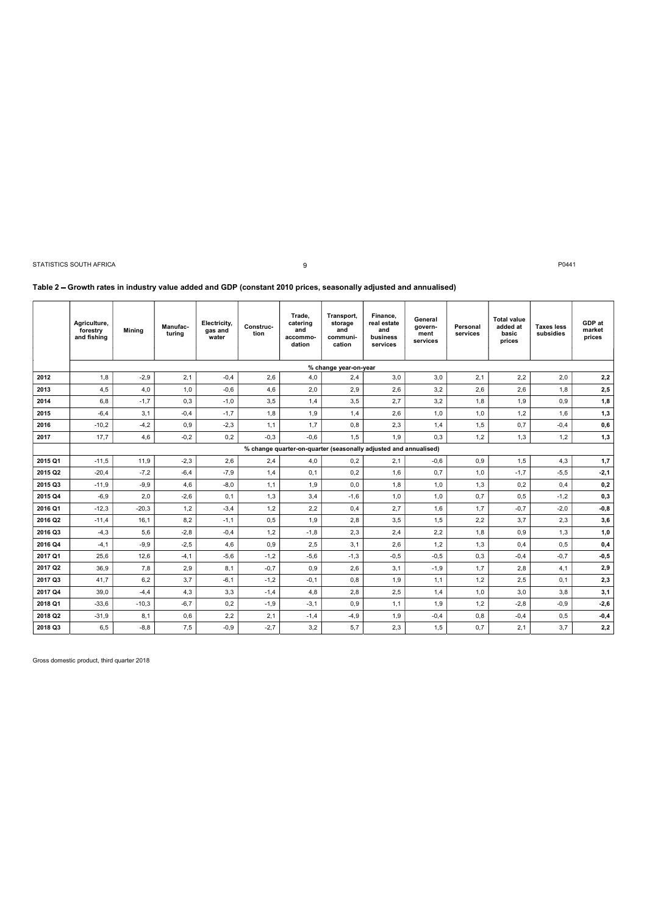## Table 2 – Growth rates in industry value added and GDP (constant 2010 prices, seasonally adjusted and annualised)

| | Agriculture, forestry and fishing | Mining | Manufac-turing | Electricity, gas and water | Construc-tion | Trade, catering and accommo-dation | Transport, storage and communi-cation | Finance, real estate and business services | General govern-ment services | Personal services | Total value added at basic prices | Taxes less subsidies | GDP at market prices |
|---|---|---|---|---|---|---|---|---|---|---|---|---|---|
| | % change year-on-year | | | | | | | | | | | | |
| 2012 | 1,8 | -2,9 | 2,1 | -0,4 | 2,6 | 4,0 | 2,4 | 3,0 | 3,0 | 2,1 | 2,2 | 2,0 | **2,2** |
| 2013 | 4,5 | 4,0 | 1,0 | -0,6 | 4,6 | 2,0 | 2,9 | 2,6 | 3,2 | 2,6 | 2,6 | 1,8 | **2,5** |
| 2014 | 6,8 | -1,7 | 0,3 | -1,0 | 3,5 | 1,4 | 3,5 | 2,7 | 3,2 | 1,8 | 1,9 | 0,9 | **1,8** |
| 2015 | -6,4 | 3,1 | -0,4 | -1,7 | 1,8 | 1,9 | 1,4 | 2,6 | 1,0 | 1,0 | 1,2 | 1,6 | **1,3** |
| 2016 | -10,2 | -4,2 | 0,9 | -2,3 | 1,1 | 1,7 | 0,8 | 2,3 | 1,4 | 1,5 | 0,7 | -0,4 | **0,6** |
| 2017 | 17,7 | 4,6 | -0,2 | 0,2 | -0,3 | -0,6 | 1,5 | 1,9 | 0,3 | 1,2 | 1,3 | 1,2 | **1,3** |
| | % change quarter-on-quarter (seasonally adjusted and annualised) | | | | | | | | | | | | |
| 2015 Q1 | -11,5 | 11,9 | -2,3 | 2,6 | 2,4 | 4,0 | 0,2 | 2,1 | -0,6 | 0,9 | 1,5 | 4,3 | **1,7** |
| 2015 Q2 | -20,4 | -7,2 | -6,4 | -7,9 | 1,4 | 0,1 | 0,2 | 1,6 | 0,7 | 1,0 | -1,7 | -5,5 | **-2,1** |
| 2015 Q3 | -11,9 | -9,9 | 4,6 | -8,0 | 1,1 | 1,9 | 0,0 | 1,8 | 1,0 | 1,3 | 0,2 | 0,4 | **0,2** |
| 2015 Q4 | -6,9 | 2,0 | -2,6 | 0,1 | 1,3 | 3,4 | -1,6 | 1,0 | 1,0 | 0,7 | 0,5 | -1,2 | **0,3** |
| 2016 Q1 | -12,3 | -20,3 | 1,2 | -3,4 | 1,2 | 2,2 | 0,4 | 2,7 | 1,6 | 1,7 | -0,7 | -2,0 | **-0,8** |
| 2016 Q2 | -11,4 | 16,1 | 8,2 | -1,1 | 0,5 | 1,9 | 2,8 | 3,5 | 1,5 | 2,2 | 3,7 | 2,3 | **3,6** |
| 2016 Q3 | -4,3 | 5,6 | -2,8 | -0,4 | 1,2 | -1,8 | 2,3 | 2,4 | 2,2 | 1,8 | 0,9 | 1,3 | **1,0** |
| 2016 Q4 | -4,1 | -9,9 | -2,5 | 4,6 | 0,9 | 2,5 | 3,1 | 2,6 | 1,2 | 1,3 | 0,4 | 0,5 | **0,4** |
| 2017 Q1 | 25,6 | 12,6 | -4,1 | -5,6 | -1,2 | -5,6 | -1,3 | -0,5 | -0,5 | 0,3 | -0,4 | -0,7 | **-0,5** |
| 2017 Q2 | 36,9 | 7,8 | 2,9 | 8,1 | -0,7 | 0,9 | 2,6 | 3,1 | -1,9 | 1,7 | 2,8 | 4,1 | **2,9** |
| 2017 Q3 | 41,7 | 6,2 | 3,7 | -6,1 | -1,2 | -0,1 | 0,8 | 1,9 | 1,1 | 1,2 | 2,5 | 0,1 | **2,3** |
| 2017 Q4 | 39,0 | -4,4 | 4,3 | 3,3 | -1,4 | 4,8 | 2,8 | 2,5 | 1,4 | 1,0 | 3,0 | 3,8 | **3,1** |
| 2018 Q1 | -33,6 | -10,3 | -6,7 | 0,2 | -1,9 | -3,1 | 0,9 | 1,1 | 1,9 | 1,2 | -2,8 | -0,9 | **-2,6** |
| 2018 Q2 | -31,9 | 8,1 | 0,6 | 2,2 | 2,1 | -1,4 | -4,9 | 1,9 | -0,4 | 0,8 | -0,4 | 0,5 | **-0,4** |
| 2018 Q3 | 6,5 | -8,8 | 7,5 | -0,9 | -2,7 | 3,2 | 5,7 | 2,3 | 1,5 | 0,7 | 2,1 | 3,7 | **2,2** |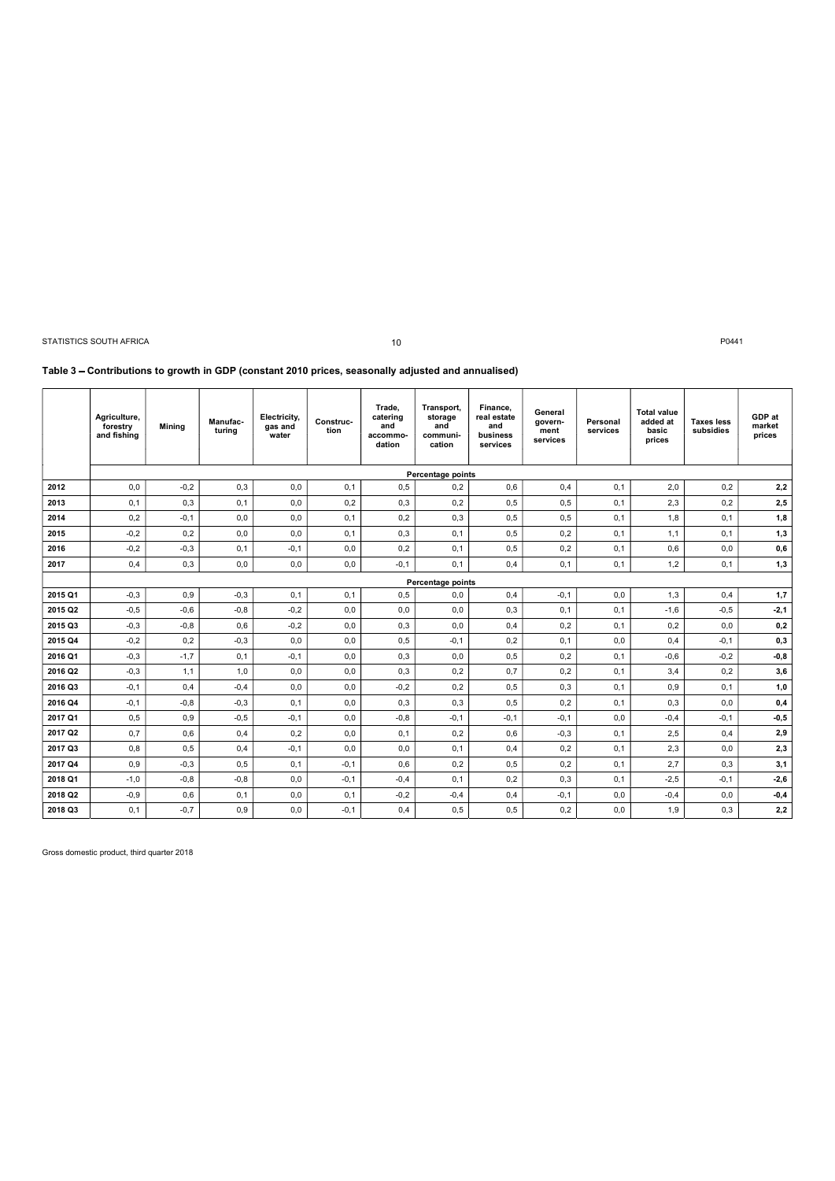**Table 3 – Contributions to growth in GDP (constant 2010 prices, seasonally adjusted and annualised)**

| | Agriculture, forestry and fishing | Mining | Manufac-turing | Electricity, gas and water | Construc-tion | Trade, catering and accommo-dation | Transport, storage and communi-cation | Finance, real estate and business services | General govern-ment services | Personal services | Total value added at basic prices | Taxes less subsidies | GDP at market prices |
|---|---|---|---|---|---|---|---|---|---|---|---|---|---|
| | Percentage points | | | | | | | | | | | | |
| **2012** | 0,0 | -0,2 | 0,3 | 0,0 | 0,1 | 0,5 | 0,2 | 0,6 | 0,4 | 0,1 | 2,0 | 0,2 | **2,2** |
| **2013** | 0,1 | 0,3 | 0,1 | 0,0 | 0,2 | 0,3 | 0,2 | 0,5 | 0,5 | 0,1 | 2,3 | 0,2 | **2,5** |
| **2014** | 0,2 | -0,1 | 0,0 | 0,0 | 0,1 | 0,2 | 0,3 | 0,5 | 0,5 | 0,1 | 1,8 | 0,1 | **1,8** |
| **2015** | -0,2 | 0,2 | 0,0 | 0,0 | 0,1 | 0,3 | 0,1 | 0,5 | 0,2 | 0,1 | 1,1 | 0,1 | **1,3** |
| **2016** | -0,2 | -0,3 | 0,1 | -0,1 | 0,0 | 0,2 | 0,1 | 0,5 | 0,2 | 0,1 | 0,6 | 0,0 | **0,6** |
| **2017** | 0,4 | 0,3 | 0,0 | 0,0 | 0,0 | -0,1 | 0,1 | 0,4 | 0,1 | 0,1 | 1,2 | 0,1 | **1,3** |
| | Percentage points | | | | | | | | | | | | |
| **2015 Q1** | -0,3 | 0,9 | -0,3 | 0,1 | 0,1 | 0,5 | 0,0 | 0,4 | -0,1 | 0,0 | 1,3 | 0,4 | **1,7** |
| **2015 Q2** | -0,5 | -0,6 | -0,8 | -0,2 | 0,0 | 0,0 | 0,0 | 0,3 | 0,1 | 0,1 | -1,6 | -0,5 | **-2,1** |
| **2015 Q3** | -0,3 | -0,8 | 0,6 | -0,2 | 0,0 | 0,3 | 0,0 | 0,4 | 0,2 | 0,1 | 0,2 | 0,0 | **0,2** |
| **2015 Q4** | -0,2 | 0,2 | -0,3 | 0,0 | 0,0 | 0,5 | -0,1 | 0,2 | 0,1 | 0,0 | 0,4 | -0,1 | **0,3** |
| **2016 Q1** | -0,3 | -1,7 | 0,1 | -0,1 | 0,0 | 0,3 | 0,0 | 0,5 | 0,2 | 0,1 | -0,6 | -0,2 | **-0,8** |
| **2016 Q2** | -0,3 | 1,1 | 1,0 | 0,0 | 0,0 | 0,3 | 0,2 | 0,7 | 0,2 | 0,1 | 3,4 | 0,2 | **3,6** |
| **2016 Q3** | -0,1 | 0,4 | -0,4 | 0,0 | 0,0 | -0,2 | 0,2 | 0,5 | 0,3 | 0,1 | 0,9 | 0,1 | **1,0** |
| **2016 Q4** | -0,1 | -0,8 | -0,3 | 0,1 | 0,0 | 0,3 | 0,3 | 0,5 | 0,2 | 0,1 | 0,3 | 0,0 | **0,4** |
| **2017 Q1** | 0,5 | 0,9 | -0,5 | -0,1 | 0,0 | -0,8 | -0,1 | -0,1 | -0,1 | 0,0 | -0,4 | -0,1 | **-0,5** |
| **2017 Q2** | 0,7 | 0,6 | 0,4 | 0,2 | 0,0 | 0,1 | 0,2 | 0,6 | -0,3 | 0,1 | 2,5 | 0,4 | **2,9** |
| **2017 Q3** | 0,8 | 0,5 | 0,4 | -0,1 | 0,0 | 0,0 | 0,1 | 0,4 | 0,2 | 0,1 | 2,3 | 0,0 | **2,3** |
| **2017 Q4** | 0,9 | -0,3 | 0,5 | 0,1 | -0,1 | 0,6 | 0,2 | 0,5 | 0,2 | 0,1 | 2,7 | 0,3 | **3,1** |
| **2018 Q1** | -1,0 | -0,8 | -0,8 | 0,0 | -0,1 | -0,4 | 0,1 | 0,2 | 0,3 | 0,1 | -2,5 | -0,1 | **-2,6** |
| **2018 Q2** | -0,9 | 0,6 | 0,1 | 0,0 | 0,1 | -0,2 | -0,4 | 0,4 | -0,1 | 0,0 | -0,4 | 0,0 | **-0,4** |
| **2018 Q3** | 0,1 | -0,7 | 0,9 | 0,0 | -0,1 | 0,4 | 0,5 | 0,5 | 0,2 | 0,0 | 1,9 | 0,3 | **2,2** |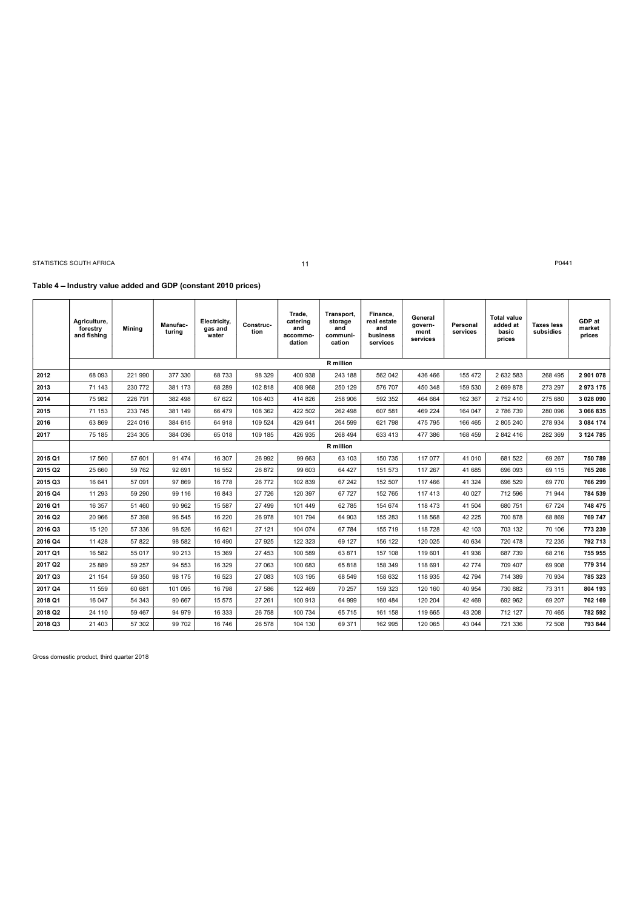## Table 4 – Industry value added and GDP (constant 2010 prices)

| | Agriculture, forestry and fishing | Mining | Manufac-turing | Electricity, gas and water | Construc-tion | Trade, catering and accommo-dation | Transport, storage and communi-cation | Finance, real estate and business services | General govern-ment services | Personal services | Total value added at basic prices | Taxes less subsidies | GDP at market prices |
|---|---|---|---|---|---|---|---|---|---|---|---|---|---|
| | R million | | | | | | | | | | | | |
| **2012** | 68 093 | 221 990 | 377 330 | 68 733 | 98 329 | 400 938 | 243 188 | 562 042 | 436 466 | 155 472 | 2 632 583 | 268 495 | **2 901 078** |
| **2013** | 71 143 | 230 772 | 381 173 | 68 289 | 102 818 | 408 968 | 250 129 | 576 707 | 450 348 | 159 530 | 2 699 878 | 273 297 | **2 973 175** |
| **2014** | 75 982 | 226 791 | 382 498 | 67 622 | 106 403 | 414 826 | 258 906 | 592 352 | 464 664 | 162 367 | 2 752 410 | 275 680 | **3 028 090** |
| **2015** | 71 153 | 233 745 | 381 149 | 66 479 | 108 362 | 422 502 | 262 498 | 607 581 | 469 224 | 164 047 | 2 786 739 | 280 096 | **3 066 835** |
| **2016** | 63 869 | 224 016 | 384 615 | 64 918 | 109 524 | 429 641 | 264 599 | 621 798 | 475 795 | 166 465 | 2 805 240 | 278 934 | **3 084 174** |
| **2017** | 75 185 | 234 305 | 384 036 | 65 018 | 109 185 | 426 935 | 268 494 | 633 413 | 477 386 | 168 459 | 2 842 416 | 282 369 | **3 124 785** |
| | R million | | | | | | | | | | | | |
| **2015 Q1** | 17 560 | 57 601 | 91 474 | 16 307 | 26 992 | 99 663 | 63 103 | 150 735 | 117 077 | 41 010 | 681 522 | 69 267 | **750 789** |
| **2015 Q2** | 25 660 | 59 762 | 92 691 | 16 552 | 26 872 | 99 603 | 64 427 | 151 573 | 117 267 | 41 685 | 696 093 | 69 115 | **765 208** |
| **2015 Q3** | 16 641 | 57 091 | 97 869 | 16 778 | 26 772 | 102 839 | 67 242 | 152 507 | 117 466 | 41 324 | 696 529 | 69 770 | **766 299** |
| **2015 Q4** | 11 293 | 59 290 | 99 116 | 16 843 | 27 726 | 120 397 | 67 727 | 152 765 | 117 413 | 40 027 | 712 596 | 71 944 | **784 539** |
| **2016 Q1** | 16 357 | 51 460 | 90 962 | 15 587 | 27 499 | 101 449 | 62 785 | 154 674 | 118 473 | 41 504 | 680 751 | 67 724 | **748 475** |
| **2016 Q2** | 20 966 | 57 398 | 96 545 | 16 220 | 26 978 | 101 794 | 64 903 | 155 283 | 118 568 | 42 225 | 700 878 | 68 869 | **769 747** |
| **2016 Q3** | 15 120 | 57 336 | 98 526 | 16 621 | 27 121 | 104 074 | 67 784 | 155 719 | 118 728 | 42 103 | 703 132 | 70 106 | **773 239** |
| **2016 Q4** | 11 428 | 57 822 | 98 582 | 16 490 | 27 925 | 122 323 | 69 127 | 156 122 | 120 025 | 40 634 | 720 478 | 72 235 | **792 713** |
| **2017 Q1** | 16 582 | 55 017 | 90 213 | 15 369 | 27 453 | 100 589 | 63 871 | 157 108 | 119 601 | 41 936 | 687 739 | 68 216 | **755 955** |
| **2017 Q2** | 25 889 | 59 257 | 94 553 | 16 329 | 27 063 | 100 683 | 65 818 | 158 349 | 118 691 | 42 774 | 709 407 | 69 908 | **779 314** |
| **2017 Q3** | 21 154 | 59 350 | 98 175 | 16 523 | 27 083 | 103 195 | 68 549 | 158 632 | 118 935 | 42 794 | 714 389 | 70 934 | **785 323** |
| **2017 Q4** | 11 559 | 60 681 | 101 095 | 16 798 | 27 586 | 122 469 | 70 257 | 159 323 | 120 160 | 40 954 | 730 882 | 73 311 | **804 193** |
| **2018 Q1** | 16 047 | 54 343 | 90 667 | 15 575 | 27 261 | 100 913 | 64 999 | 160 484 | 120 204 | 42 469 | 692 962 | 69 207 | **762 169** |
| **2018 Q2** | 24 110 | 59 467 | 94 979 | 16 333 | 26 758 | 100 734 | 65 715 | 161 158 | 119 665 | 43 208 | 712 127 | 70 465 | **782 592** |
| **2018 Q3** | 21 403 | 57 302 | 99 702 | 16 746 | 26 578 | 104 130 | 69 371 | 162 995 | 120 065 | 43 044 | 721 336 | 72 508 | **793 844** |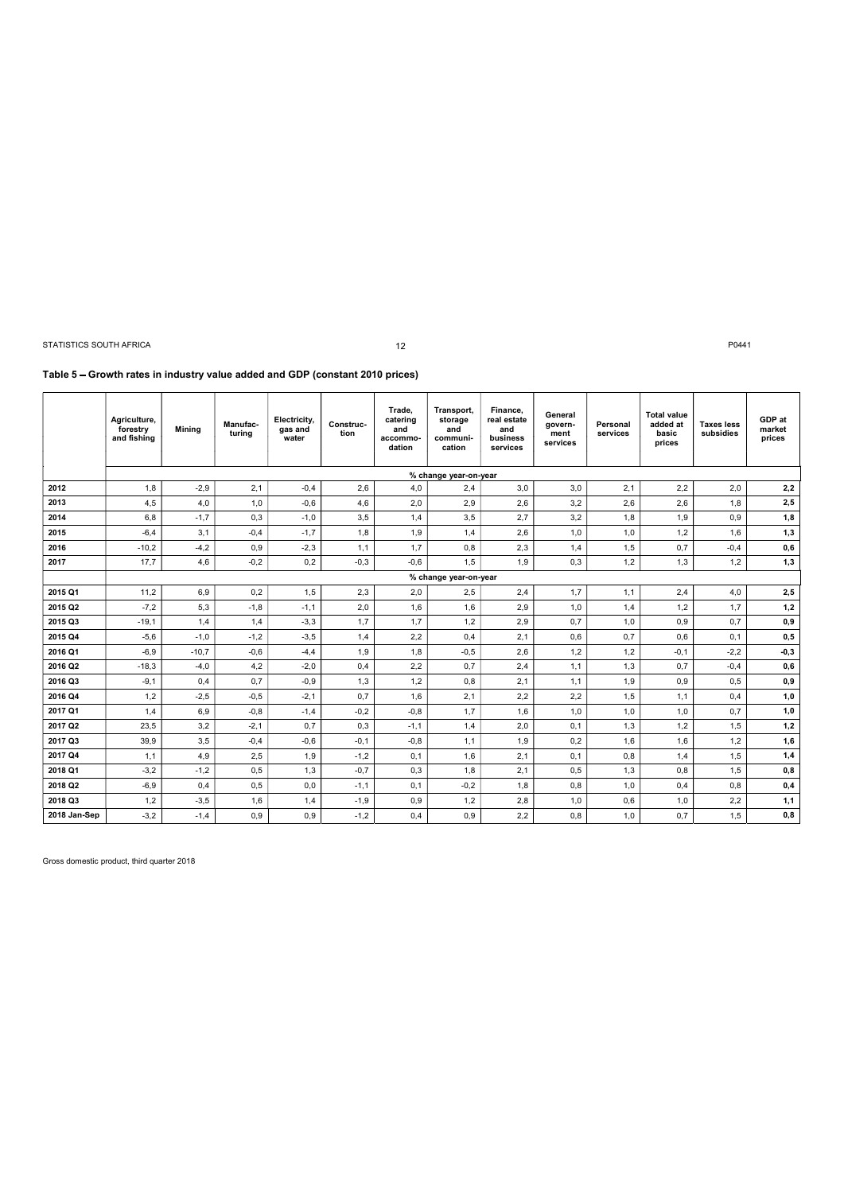## Table 5 – Growth rates in industry value added and GDP (constant 2010 prices)

| | Agriculture, forestry and fishing | Mining | Manufac-turing | Electricity, gas and water | Construc-tion | Trade, catering and accommo-dation | Transport, storage and communi-cation | Finance, real estate and business services | General govern-ment services | Personal services | Total value added at basic prices | Taxes less subsidies | GDP at market prices |
|---|---|---|---|---|---|---|---|---|---|---|---|---|---|
| | % change year-on-year | | | | | | | | | | | | |
| 2012 | 1,8 | -2,9 | 2,1 | -0,4 | 2,6 | 4,0 | 2,4 | 3,0 | 3,0 | 2,1 | 2,2 | 2,0 | **2,2** |
| 2013 | 4,5 | 4,0 | 1,0 | -0,6 | 4,6 | 2,0 | 2,9 | 2,6 | 3,2 | 2,6 | 2,6 | 1,8 | **2,5** |
| 2014 | 6,8 | -1,7 | 0,3 | -1,0 | 3,5 | 1,4 | 3,5 | 2,7 | 3,2 | 1,8 | 1,9 | 0,9 | **1,8** |
| 2015 | -6,4 | 3,1 | -0,4 | -1,7 | 1,8 | 1,9 | 1,4 | 2,6 | 1,0 | 1,0 | 1,2 | 1,6 | **1,3** |
| 2016 | -10,2 | -4,2 | 0,9 | -2,3 | 1,1 | 1,7 | 0,8 | 2,3 | 1,4 | 1,5 | 0,7 | -0,4 | **0,6** |
| 2017 | 17,7 | 4,6 | -0,2 | 0,2 | -0,3 | -0,6 | 1,5 | 1,9 | 0,3 | 1,2 | 1,3 | 1,2 | **1,3** |
| | % change year-on-year | | | | | | | | | | | | |
| 2015 Q1 | 11,2 | 6,9 | 0,2 | 1,5 | 2,3 | 2,0 | 2,5 | 2,4 | 1,7 | 1,1 | 2,4 | 4,0 | **2,5** |
| 2015 Q2 | -7,2 | 5,3 | -1,8 | -1,1 | 2,0 | 1,6 | 1,6 | 2,9 | 1,0 | 1,4 | 1,2 | 1,7 | **1,2** |
| 2015 Q3 | -19,1 | 1,4 | 1,4 | -3,3 | 1,7 | 1,7 | 1,2 | 2,9 | 0,7 | 1,0 | 0,9 | 0,7 | **0,9** |
| 2015 Q4 | -5,6 | -1,0 | -1,2 | -3,5 | 1,4 | 2,2 | 0,4 | 2,1 | 0,6 | 0,7 | 0,6 | 0,1 | **0,5** |
| 2016 Q1 | -6,9 | -10,7 | -0,6 | -4,4 | 1,9 | 1,8 | -0,5 | 2,6 | 1,2 | 1,2 | -0,1 | -2,2 | **-0,3** |
| 2016 Q2 | -18,3 | -4,0 | 4,2 | -2,0 | 0,4 | 2,2 | 0,7 | 2,4 | 1,1 | 1,3 | 0,7 | -0,4 | **0,6** |
| 2016 Q3 | -9,1 | 0,4 | 0,7 | -0,9 | 1,3 | 1,2 | 0,8 | 2,1 | 1,1 | 1,9 | 0,9 | 0,5 | **0,9** |
| 2016 Q4 | 1,2 | -2,5 | -0,5 | -2,1 | 0,7 | 1,6 | 2,1 | 2,2 | 2,2 | 1,5 | 1,1 | 0,4 | **1,0** |
| 2017 Q1 | 1,4 | 6,9 | -0,8 | -1,4 | -0,2 | -0,8 | 1,7 | 1,6 | 1,0 | 1,0 | 1,0 | 0,7 | **1,0** |
| 2017 Q2 | 23,5 | 3,2 | -2,1 | 0,7 | 0,3 | -1,1 | 1,4 | 2,0 | 0,1 | 1,3 | 1,2 | 1,5 | **1,2** |
| 2017 Q3 | 39,9 | 3,5 | -0,4 | -0,6 | -0,1 | -0,8 | 1,1 | 1,9 | 0,2 | 1,6 | 1,6 | 1,2 | **1,6** |
| 2017 Q4 | 1,1 | 4,9 | 2,5 | 1,9 | -1,2 | 0,1 | 1,6 | 2,1 | 0,1 | 0,8 | 1,4 | 1,5 | **1,4** |
| 2018 Q1 | -3,2 | -1,2 | 0,5 | 1,3 | -0,7 | 0,3 | 1,8 | 2,1 | 0,5 | 1,3 | 0,8 | 1,5 | **0,8** |
| 2018 Q2 | -6,9 | 0,4 | 0,5 | 0,0 | -1,1 | 0,1 | -0,2 | 1,8 | 0,8 | 1,0 | 0,4 | 0,8 | **0,4** |
| 2018 Q3 | 1,2 | -3,5 | 1,6 | 1,4 | -1,9 | 0,9 | 1,2 | 2,8 | 1,0 | 0,6 | 1,0 | 2,2 | **1,1** |
| 2018 Jan-Sep | -3,2 | -1,4 | 0,9 | 0,9 | -1,2 | 0,4 | 0,9 | 2,2 | 0,8 | 1,0 | 0,7 | 1,5 | **0,8** |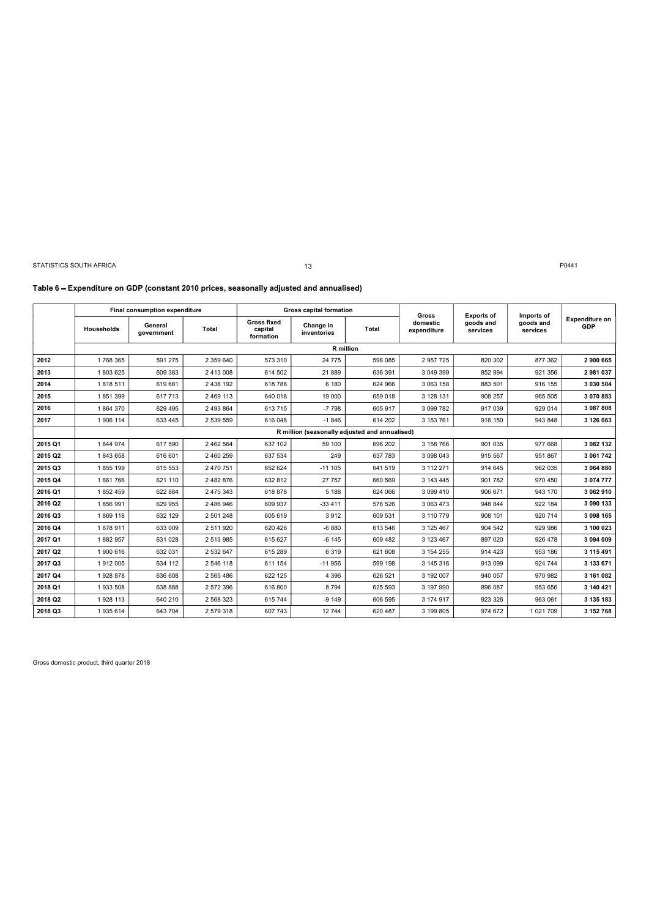**Table 6 – Expenditure on GDP (constant 2010 prices, seasonally adjusted and annualised)**

| | Final consumption expenditure | | | Gross capital formation | | | Gross domestic expenditure | Exports of goods and services | Imports of goods and services | Expenditure on GDP |
|---|---|---|---|---|---|---|---|---|---|---|
| | Households | General government | Total | Gross fixed capital formation | Change in inventories | Total | | | | |
| | R million | | | | | | | | | |
| **2012** | 1 768 365 | 591 275 | 2 359 640 | 573 310 | 24 775 | 598 085 | 2 957 725 | 820 302 | 877 362 | **2 900 665** |
| **2013** | 1 803 625 | 609 383 | 2 413 008 | 614 502 | 21 889 | 636 391 | 3 049 399 | 852 994 | 921 356 | **2 981 037** |
| **2014** | 1 818 511 | 619 681 | 2 438 192 | 618 786 | 6 180 | 624 966 | 3 063 158 | 883 501 | 916 155 | **3 030 504** |
| **2015** | 1 851 399 | 617 713 | 2 469 113 | 640 018 | 19 000 | 659 018 | 3 128 131 | 908 257 | 965 505 | **3 070 883** |
| **2016** | 1 864 370 | 629 495 | 2 493 864 | 613 715 | -7 798 | 605 917 | 3 099 782 | 917 039 | 929 014 | **3 087 808** |
| **2017** | 1 906 114 | 633 445 | 2 539 559 | 616 048 | -1 846 | 614 202 | 3 153 761 | 916 150 | 943 848 | **3 126 063** |
| | R million (seasonally adjusted and annualised) | | | | | | | | | |
| **2015 Q1** | 1 844 974 | 617 590 | 2 462 564 | 637 102 | 59 100 | 696 202 | 3 158 766 | 901 035 | 977 668 | **3 082 132** |
| **2015 Q2** | 1 843 658 | 616 601 | 2 460 259 | 637 534 | 249 | 637 783 | 3 098 043 | 915 567 | 951 867 | **3 061 742** |
| **2015 Q3** | 1 855 199 | 615 553 | 2 470 751 | 652 624 | -11 105 | 641 519 | 3 112 271 | 914 645 | 962 035 | **3 064 880** |
| **2015 Q4** | 1 861 766 | 621 110 | 2 482 876 | 632 812 | 27 757 | 660 569 | 3 143 445 | 901 782 | 970 450 | **3 074 777** |
| **2016 Q1** | 1 852 459 | 622 884 | 2 475 343 | 618 878 | 5 188 | 624 066 | 3 099 410 | 906 671 | 943 170 | **3 062 910** |
| **2016 Q2** | 1 856 991 | 629 955 | 2 486 946 | 609 937 | -33 411 | 576 526 | 3 063 473 | 948 844 | 922 184 | **3 090 133** |
| **2016 Q3** | 1 869 118 | 632 129 | 2 501 248 | 605 619 | 3 912 | 609 531 | 3 110 779 | 908 101 | 920 714 | **3 098 165** |
| **2016 Q4** | 1 878 911 | 633 009 | 2 511 920 | 620 426 | -6 880 | 613 546 | 3 125 467 | 904 542 | 929 986 | **3 100 023** |
| **2017 Q1** | 1 882 957 | 631 028 | 2 513 985 | 615 627 | -6 145 | 609 482 | 3 123 467 | 897 020 | 926 478 | **3 094 009** |
| **2017 Q2** | 1 900 616 | 632 031 | 2 532 647 | 615 289 | 6 319 | 621 608 | 3 154 255 | 914 423 | 953 186 | **3 115 491** |
| **2017 Q3** | 1 912 005 | 634 112 | 2 546 118 | 611 154 | -11 956 | 599 198 | 3 145 316 | 913 099 | 924 744 | **3 133 671** |
| **2017 Q4** | 1 928 878 | 636 608 | 2 565 486 | 622 125 | 4 396 | 626 521 | 3 192 007 | 940 057 | 970 982 | **3 161 082** |
| **2018 Q1** | 1 933 508 | 638 888 | 2 572 396 | 616 800 | 8 794 | 625 593 | 3 197 990 | 896 087 | 953 656 | **3 140 421** |
| **2018 Q2** | 1 928 113 | 640 210 | 2 568 323 | 615 744 | -9 149 | 606 595 | 3 174 917 | 923 326 | 963 061 | **3 135 183** |
| **2018 Q3** | 1 935 614 | 643 704 | 2 579 318 | 607 743 | 12 744 | 620 487 | 3 199 805 | 974 672 | 1 021 709 | **3 152 768** |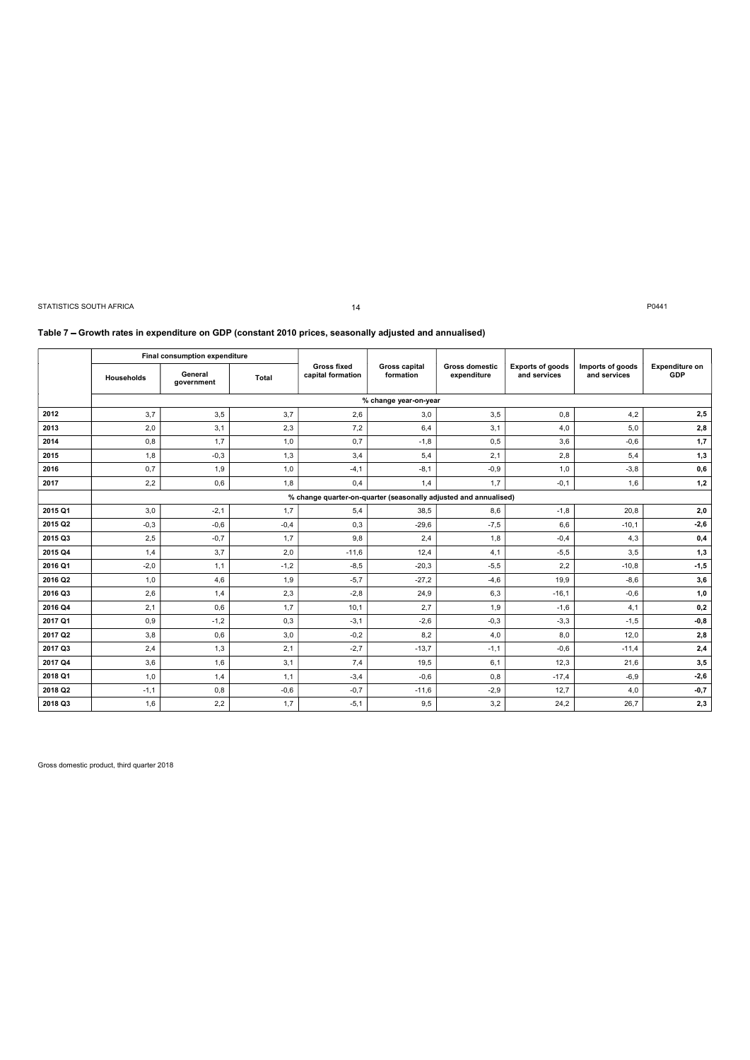## Table 7 – Growth rates in expenditure on GDP (constant 2010 prices, seasonally adjusted and annualised)

| | Final consumption expenditure | | | Gross fixed capital formation | Gross capital formation | Gross domestic expenditure | Exports of goods and services | Imports of goods and services | Expenditure on GDP |
|---|---|---|---|---|---|---|---|---|---|
| | Households | General government | Total | | | | | | |
| | % change year-on-year | | | | | | | | |
| **2012** | 3,7 | 3,5 | 3,7 | 2,6 | 3,0 | 3,5 | 0,8 | 4,2 | **2,5** |
| **2013** | 2,0 | 3,1 | 2,3 | 7,2 | 6,4 | 3,1 | 4,0 | 5,0 | **2,8** |
| **2014** | 0,8 | 1,7 | 1,0 | 0,7 | -1,8 | 0,5 | 3,6 | -0,6 | **1,7** |
| **2015** | 1,8 | -0,3 | 1,3 | 3,4 | 5,4 | 2,1 | 2,8 | 5,4 | **1,3** |
| **2016** | 0,7 | 1,9 | 1,0 | -4,1 | -8,1 | -0,9 | 1,0 | -3,8 | **0,6** |
| **2017** | 2,2 | 0,6 | 1,8 | 0,4 | 1,4 | 1,7 | -0,1 | 1,6 | **1,2** |
| | % change quarter-on-quarter (seasonally adjusted and annualised) | | | | | | | | |
| **2015 Q1** | 3,0 | -2,1 | 1,7 | 5,4 | 38,5 | 8,6 | -1,8 | 20,8 | **2,0** |
| **2015 Q2** | -0,3 | -0,6 | -0,4 | 0,3 | -29,6 | -7,5 | 6,6 | -10,1 | **-2,6** |
| **2015 Q3** | 2,5 | -0,7 | 1,7 | 9,8 | 2,4 | 1,8 | -0,4 | 4,3 | **0,4** |
| **2015 Q4** | 1,4 | 3,7 | 2,0 | -11,6 | 12,4 | 4,1 | -5,5 | 3,5 | **1,3** |
| **2016 Q1** | -2,0 | 1,1 | -1,2 | -8,5 | -20,3 | -5,5 | 2,2 | -10,8 | **-1,5** |
| **2016 Q2** | 1,0 | 4,6 | 1,9 | -5,7 | -27,2 | -4,6 | 19,9 | -8,6 | **3,6** |
| **2016 Q3** | 2,6 | 1,4 | 2,3 | -2,8 | 24,9 | 6,3 | -16,1 | -0,6 | **1,0** |
| **2016 Q4** | 2,1 | 0,6 | 1,7 | 10,1 | 2,7 | 1,9 | -1,6 | 4,1 | **0,2** |
| **2017 Q1** | 0,9 | -1,2 | 0,3 | -3,1 | -2,6 | -0,3 | -3,3 | -1,5 | **-0,8** |
| **2017 Q2** | 3,8 | 0,6 | 3,0 | -0,2 | 8,2 | 4,0 | 8,0 | 12,0 | **2,8** |
| **2017 Q3** | 2,4 | 1,3 | 2,1 | -2,7 | -13,7 | -1,1 | -0,6 | -11,4 | **2,4** |
| **2017 Q4** | 3,6 | 1,6 | 3,1 | 7,4 | 19,5 | 6,1 | 12,3 | 21,6 | **3,5** |
| **2018 Q1** | 1,0 | 1,4 | 1,1 | -3,4 | -0,6 | 0,8 | -17,4 | -6,9 | **-2,6** |
| **2018 Q2** | -1,1 | 0,8 | -0,6 | -0,7 | -11,6 | -2,9 | 12,7 | 4,0 | **-0,7** |
| **2018 Q3** | 1,6 | 2,2 | 1,7 | -5,1 | 9,5 | 3,2 | 24,2 | 26,7 | **2,3** |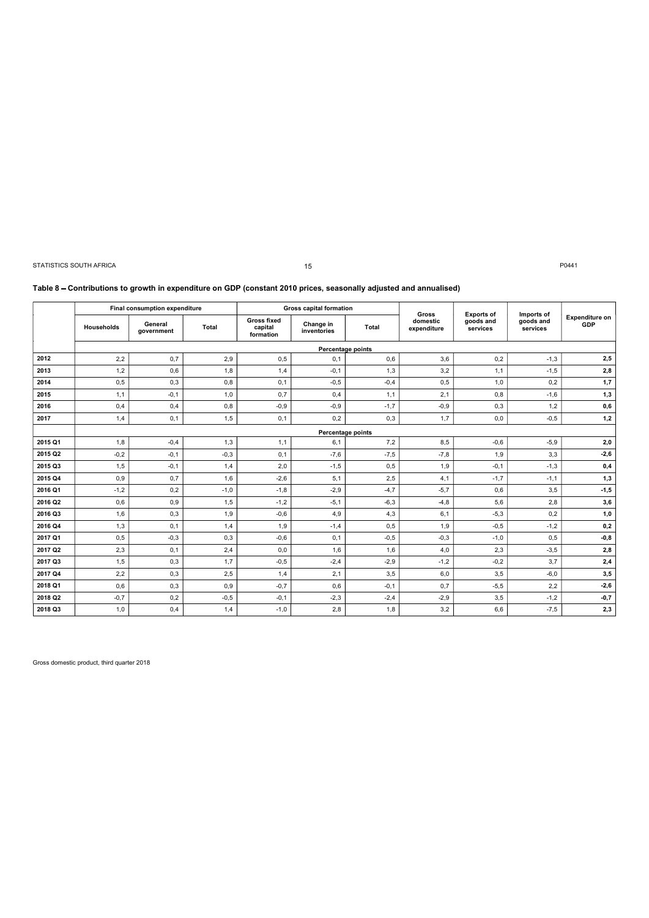**Table 8 – Contributions to growth in expenditure on GDP (constant 2010 prices, seasonally adjusted and annualised)**

| | Final consumption expenditure | | | Gross capital formation | | | Gross domestic expenditure | Exports of goods and services | Imports of goods and services | Expenditure on GDP |
|---|---|---|---|---|---|---|---|---|---|---|
| | Households | General government | Total | Gross fixed capital formation | Change in inventories | Total | | | | |
| | Percentage points | | | | | | | | | |
| **2012** | 2,2 | 0,7 | 2,9 | 0,5 | 0,1 | 0,6 | 3,6 | 0,2 | -1,3 | **2,5** |
| **2013** | 1,2 | 0,6 | 1,8 | 1,4 | -0,1 | 1,3 | 3,2 | 1,1 | -1,5 | **2,8** |
| **2014** | 0,5 | 0,3 | 0,8 | 0,1 | -0,5 | -0,4 | 0,5 | 1,0 | 0,2 | **1,7** |
| **2015** | 1,1 | -0,1 | 1,0 | 0,7 | 0,4 | 1,1 | 2,1 | 0,8 | -1,6 | **1,3** |
| **2016** | 0,4 | 0,4 | 0,8 | -0,9 | -0,9 | -1,7 | -0,9 | 0,3 | 1,2 | **0,6** |
| **2017** | 1,4 | 0,1 | 1,5 | 0,1 | 0,2 | 0,3 | 1,7 | 0,0 | -0,5 | **1,2** |
| | Percentage points | | | | | | | | | |
| **2015 Q1** | 1,8 | -0,4 | 1,3 | 1,1 | 6,1 | 7,2 | 8,5 | -0,6 | -5,9 | **2,0** |
| **2015 Q2** | -0,2 | -0,1 | -0,3 | 0,1 | -7,6 | -7,5 | -7,8 | 1,9 | 3,3 | **-2,6** |
| **2015 Q3** | 1,5 | -0,1 | 1,4 | 2,0 | -1,5 | 0,5 | 1,9 | -0,1 | -1,3 | **0,4** |
| **2015 Q4** | 0,9 | 0,7 | 1,6 | -2,6 | 5,1 | 2,5 | 4,1 | -1,7 | -1,1 | **1,3** |
| **2016 Q1** | -1,2 | 0,2 | -1,0 | -1,8 | -2,9 | -4,7 | -5,7 | 0,6 | 3,5 | **-1,5** |
| **2016 Q2** | 0,6 | 0,9 | 1,5 | -1,2 | -5,1 | -6,3 | -4,8 | 5,6 | 2,8 | **3,6** |
| **2016 Q3** | 1,6 | 0,3 | 1,9 | -0,6 | 4,9 | 4,3 | 6,1 | -5,3 | 0,2 | **1,0** |
| **2016 Q4** | 1,3 | 0,1 | 1,4 | 1,9 | -1,4 | 0,5 | 1,9 | -0,5 | -1,2 | **0,2** |
| **2017 Q1** | 0,5 | -0,3 | 0,3 | -0,6 | 0,1 | -0,5 | -0,3 | -1,0 | 0,5 | **-0,8** |
| **2017 Q2** | 2,3 | 0,1 | 2,4 | 0,0 | 1,6 | 1,6 | 4,0 | 2,3 | -3,5 | **2,8** |
| **2017 Q3** | 1,5 | 0,3 | 1,7 | -0,5 | -2,4 | -2,9 | -1,2 | -0,2 | 3,7 | **2,4** |
| **2017 Q4** | 2,2 | 0,3 | 2,5 | 1,4 | 2,1 | 3,5 | 6,0 | 3,5 | -6,0 | **3,5** |
| **2018 Q1** | 0,6 | 0,3 | 0,9 | -0,7 | 0,6 | -0,1 | 0,7 | -5,5 | 2,2 | **-2,6** |
| **2018 Q2** | -0,7 | 0,2 | -0,5 | -0,1 | -2,3 | -2,4 | -2,9 | 3,5 | -1,2 | **-0,7** |
| **2018 Q3** | 1,0 | 0,4 | 1,4 | -1,0 | 2,8 | 1,8 | 3,2 | 6,6 | -7,5 | **2,3** |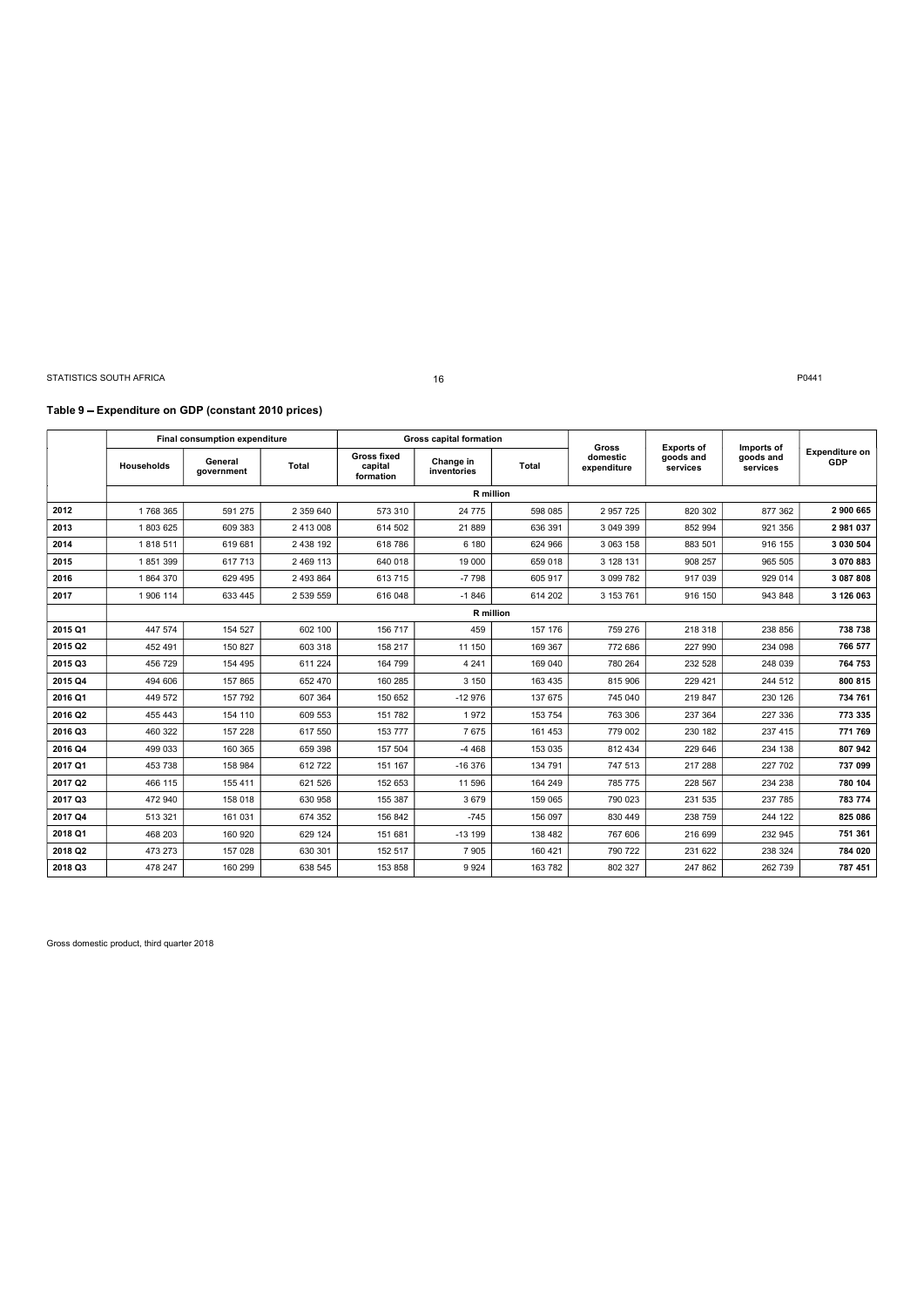## Table 9 – Expenditure on GDP (constant 2010 prices)

| | Final consumption expenditure | | | Gross capital formation | | | Gross domestic expenditure | Exports of goods and services | Imports of goods and services | Expenditure on GDP |
|---|---|---|---|---|---|---|---|---|---|---|
| | Households | General government | Total | Gross fixed capital formation | Change in inventories | Total | | | | |
| | R million | | | | | | | | | |
| **2012** | 1 768 365 | 591 275 | 2 359 640 | 573 310 | 24 775 | 598 085 | 2 957 725 | 820 302 | 877 362 | **2 900 665** |
| **2013** | 1 803 625 | 609 383 | 2 413 008 | 614 502 | 21 889 | 636 391 | 3 049 399 | 852 994 | 921 356 | **2 981 037** |
| **2014** | 1 818 511 | 619 681 | 2 438 192 | 618 786 | 6 180 | 624 966 | 3 063 158 | 883 501 | 916 155 | **3 030 504** |
| **2015** | 1 851 399 | 617 713 | 2 469 113 | 640 018 | 19 000 | 659 018 | 3 128 131 | 908 257 | 965 505 | **3 070 883** |
| **2016** | 1 864 370 | 629 495 | 2 493 864 | 613 715 | -7 798 | 605 917 | 3 099 782 | 917 039 | 929 014 | **3 087 808** |
| **2017** | 1 906 114 | 633 445 | 2 539 559 | 616 048 | -1 846 | 614 202 | 3 153 761 | 916 150 | 943 848 | **3 126 063** |
| | R million | | | | | | | | | |
| **2015 Q1** | 447 574 | 154 527 | 602 100 | 156 717 | 459 | 157 176 | 759 276 | 218 318 | 238 856 | **738 738** |
| **2015 Q2** | 452 491 | 150 827 | 603 318 | 158 217 | 11 150 | 169 367 | 772 686 | 227 990 | 234 098 | **766 577** |
| **2015 Q3** | 456 729 | 154 495 | 611 224 | 164 799 | 4 241 | 169 040 | 780 264 | 232 528 | 248 039 | **764 753** |
| **2015 Q4** | 494 606 | 157 865 | 652 470 | 160 285 | 3 150 | 163 435 | 815 906 | 229 421 | 244 512 | **800 815** |
| **2016 Q1** | 449 572 | 157 792 | 607 364 | 150 652 | -12 976 | 137 675 | 745 040 | 219 847 | 230 126 | **734 761** |
| **2016 Q2** | 455 443 | 154 110 | 609 553 | 151 782 | 1 972 | 153 754 | 763 306 | 237 364 | 227 336 | **773 335** |
| **2016 Q3** | 460 322 | 157 228 | 617 550 | 153 777 | 7 675 | 161 453 | 779 002 | 230 182 | 237 415 | **771 769** |
| **2016 Q4** | 499 033 | 160 365 | 659 398 | 157 504 | -4 468 | 153 035 | 812 434 | 229 646 | 234 138 | **807 942** |
| **2017 Q1** | 453 738 | 158 984 | 612 722 | 151 167 | -16 376 | 134 791 | 747 513 | 217 288 | 227 702 | **737 099** |
| **2017 Q2** | 466 115 | 155 411 | 621 526 | 152 653 | 11 596 | 164 249 | 785 775 | 228 567 | 234 238 | **780 104** |
| **2017 Q3** | 472 940 | 158 018 | 630 958 | 155 387 | 3 679 | 159 065 | 790 023 | 231 535 | 237 785 | **783 774** |
| **2017 Q4** | 513 321 | 161 031 | 674 352 | 156 842 | -745 | 156 097 | 830 449 | 238 759 | 244 122 | **825 086** |
| **2018 Q1** | 468 203 | 160 920 | 629 124 | 151 681 | -13 199 | 138 482 | 767 606 | 216 699 | 232 945 | **751 361** |
| **2018 Q2** | 473 273 | 157 028 | 630 301 | 152 517 | 7 905 | 160 421 | 790 722 | 231 622 | 238 324 | **784 020** |
| **2018 Q3** | 478 247 | 160 299 | 638 545 | 153 858 | 9 924 | 163 782 | 802 327 | 247 862 | 262 739 | **787 451** |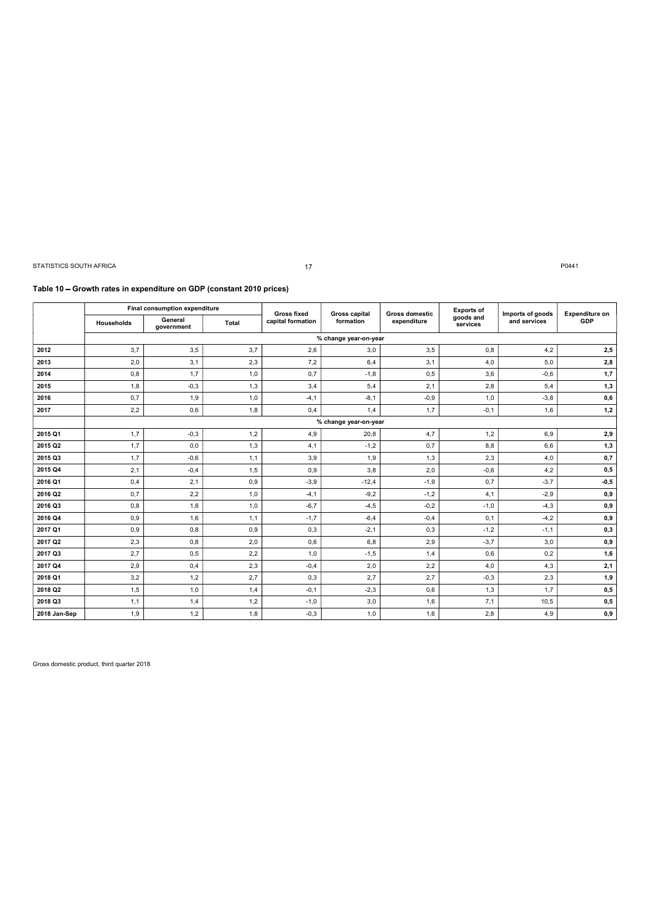## Table 10 – Growth rates in expenditure on GDP (constant 2010 prices)

| | Final consumption expenditure | | | Gross fixed capital formation | Gross capital formation | Gross domestic expenditure | Exports of goods and services | Imports of goods and services | Expenditure on GDP |
|---|---|---|---|---|---|---|---|---|---|
| | Households | General government | Total | | | | | | |
| | % change year-on-year | | | | | | | | |
| **2012** | 3,7 | 3,5 | 3,7 | 2,6 | 3,0 | 3,5 | 0,8 | 4,2 | **2,5** |
| **2013** | 2,0 | 3,1 | 2,3 | 7,2 | 6,4 | 3,1 | 4,0 | 5,0 | **2,8** |
| **2014** | 0,8 | 1,7 | 1,0 | 0,7 | -1,8 | 0,5 | 3,6 | -0,6 | **1,7** |
| **2015** | 1,8 | -0,3 | 1,3 | 3,4 | 5,4 | 2,1 | 2,8 | 5,4 | **1,3** |
| **2016** | 0,7 | 1,9 | 1,0 | -4,1 | -8,1 | -0,9 | 1,0 | -3,8 | **0,6** |
| **2017** | 2,2 | 0,6 | 1,8 | 0,4 | 1,4 | 1,7 | -0,1 | 1,6 | **1,2** |
| | % change year-on-year | | | | | | | | |
| **2015 Q1** | 1,7 | -0,3 | 1,2 | 4,9 | 20,8 | 4,7 | 1,2 | 6,9 | **2,9** |
| **2015 Q2** | 1,7 | 0,0 | 1,3 | 4,1 | -1,2 | 0,7 | 8,8 | 6,6 | **1,3** |
| **2015 Q3** | 1,7 | -0,6 | 1,1 | 3,9 | 1,9 | 1,3 | 2,3 | 4,0 | **0,7** |
| **2015 Q4** | 2,1 | -0,4 | 1,5 | 0,9 | 3,8 | 2,0 | -0,6 | 4,2 | **0,5** |
| **2016 Q1** | 0,4 | 2,1 | 0,9 | -3,9 | -12,4 | -1,9 | 0,7 | -3,7 | **-0,5** |
| **2016 Q2** | 0,7 | 2,2 | 1,0 | -4,1 | -9,2 | -1,2 | 4,1 | -2,9 | **0,9** |
| **2016 Q3** | 0,8 | 1,8 | 1,0 | -6,7 | -4,5 | -0,2 | -1,0 | -4,3 | **0,9** |
| **2016 Q4** | 0,9 | 1,6 | 1,1 | -1,7 | -6,4 | -0,4 | 0,1 | -4,2 | **0,9** |
| **2017 Q1** | 0,9 | 0,8 | 0,9 | 0,3 | -2,1 | 0,3 | -1,2 | -1,1 | **0,3** |
| **2017 Q2** | 2,3 | 0,8 | 2,0 | 0,6 | 6,8 | 2,9 | -3,7 | 3,0 | **0,9** |
| **2017 Q3** | 2,7 | 0,5 | 2,2 | 1,0 | -1,5 | 1,4 | 0,6 | 0,2 | **1,6** |
| **2017 Q4** | 2,9 | 0,4 | 2,3 | -0,4 | 2,0 | 2,2 | 4,0 | 4,3 | **2,1** |
| **2018 Q1** | 3,2 | 1,2 | 2,7 | 0,3 | 2,7 | 2,7 | -0,3 | 2,3 | **1,9** |
| **2018 Q2** | 1,5 | 1,0 | 1,4 | -0,1 | -2,3 | 0,6 | 1,3 | 1,7 | **0,5** |
| **2018 Q3** | 1,1 | 1,4 | 1,2 | -1,0 | 3,0 | 1,6 | 7,1 | 10,5 | **0,5** |
| **2018 Jan-Sep** | 1,9 | 1,2 | 1,8 | -0,3 | 1,0 | 1,6 | 2,8 | 4,9 | **0,9** |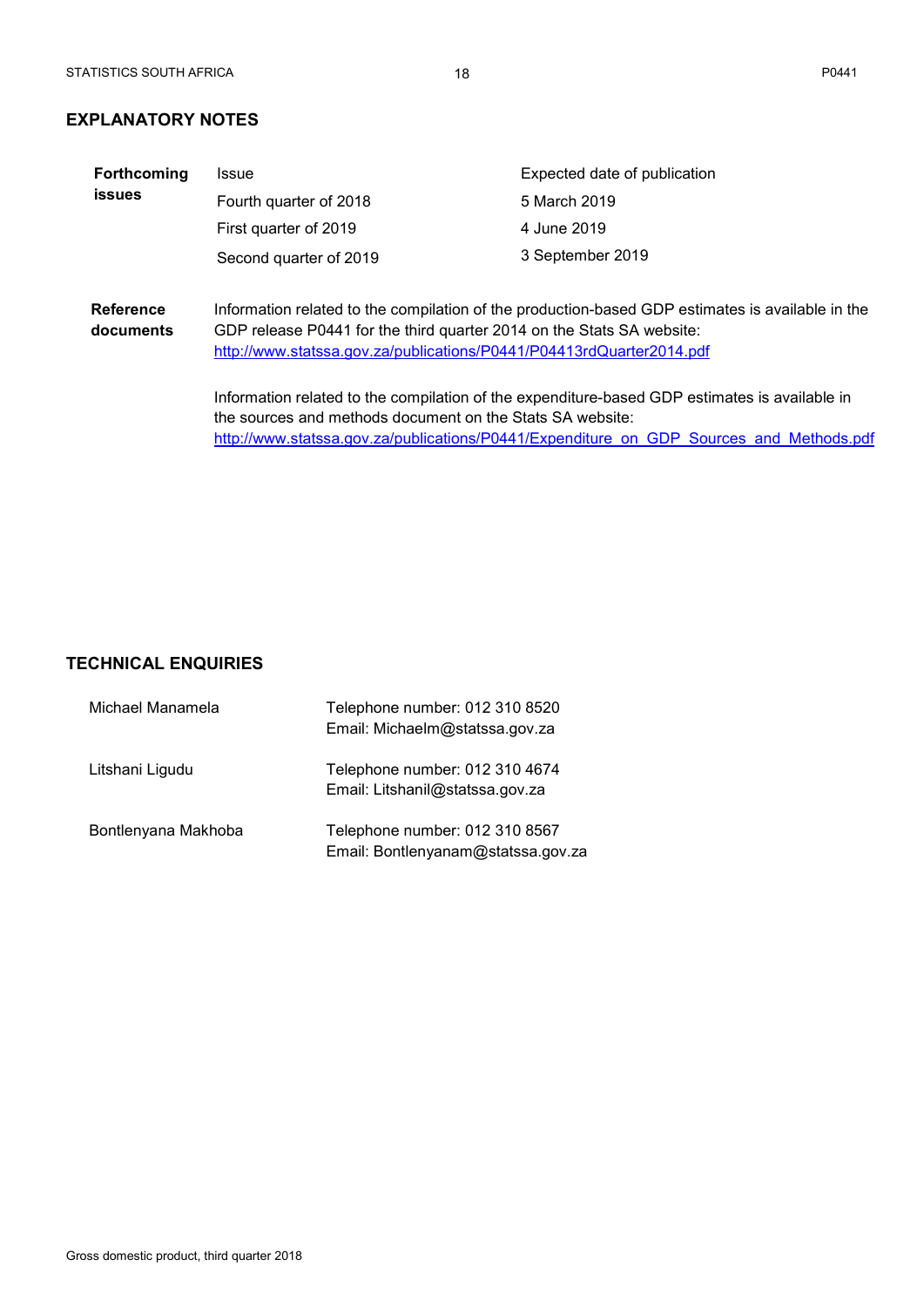## EXPLANATORY NOTES

**Forthcoming issues**

| Issue | Expected date of publication |
|---|---|
| Fourth quarter of 2018 | 5 March 2019 |
| First quarter of 2019 | 4 June 2019 |
| Second quarter of 2019 | 3 September 2019 |

**Reference documents**

Information related to the compilation of the production-based GDP estimates is available in the GDP release P0441 for the third quarter 2014 on the Stats SA website: http://www.statssa.gov.za/publications/P0441/P04413rdQuarter2014.pdf

Information related to the compilation of the expenditure-based GDP estimates is available in the sources and methods document on the Stats SA website: http://www.statssa.gov.za/publications/P0441/Expenditure_on_GDP_Sources_and_Methods.pdf

## TECHNICAL ENQUIRIES

Michael Manamela
Telephone number: 012 310 8520
Email: Michaelm@statssa.gov.za

Litshani Ligudu
Telephone number: 012 310 4674
Email: Litshanil@statssa.gov.za

Bontlenyana Makhoba
Telephone number: 012 310 8567
Email: Bontlenyanam@statssa.gov.za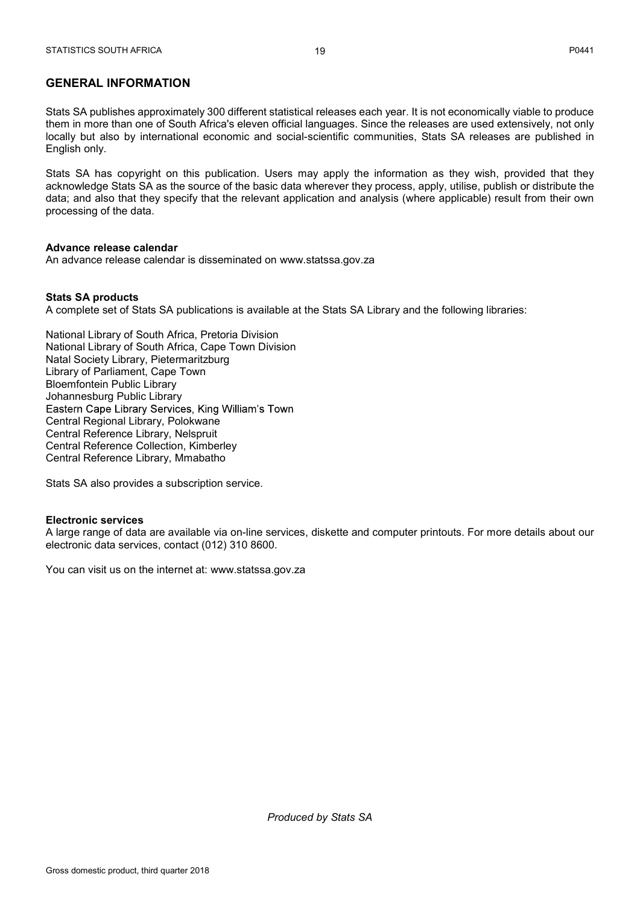## GENERAL INFORMATION

Stats SA publishes approximately 300 different statistical releases each year. It is not economically viable to produce them in more than one of South Africa's eleven official languages. Since the releases are used extensively, not only locally but also by international economic and social-scientific communities, Stats SA releases are published in English only.

Stats SA has copyright on this publication. Users may apply the information as they wish, provided that they acknowledge Stats SA as the source of the basic data wherever they process, apply, utilise, publish or distribute the data; and also that they specify that the relevant application and analysis (where applicable) result from their own processing of the data.

**Advance release calendar**
An advance release calendar is disseminated on www.statssa.gov.za

**Stats SA products**
A complete set of Stats SA publications is available at the Stats SA Library and the following libraries:

National Library of South Africa, Pretoria Division
National Library of South Africa, Cape Town Division
Natal Society Library, Pietermaritzburg
Library of Parliament, Cape Town
Bloemfontein Public Library
Johannesburg Public Library
Eastern Cape Library Services, King William's Town
Central Regional Library, Polokwane
Central Reference Library, Nelspruit
Central Reference Collection, Kimberley
Central Reference Library, Mmabatho

Stats SA also provides a subscription service.

**Electronic services**
A large range of data are available via on-line services, diskette and computer printouts. For more details about our electronic data services, contact (012) 310 8600.

You can visit us on the internet at: www.statssa.gov.za

*Produced by Stats SA*